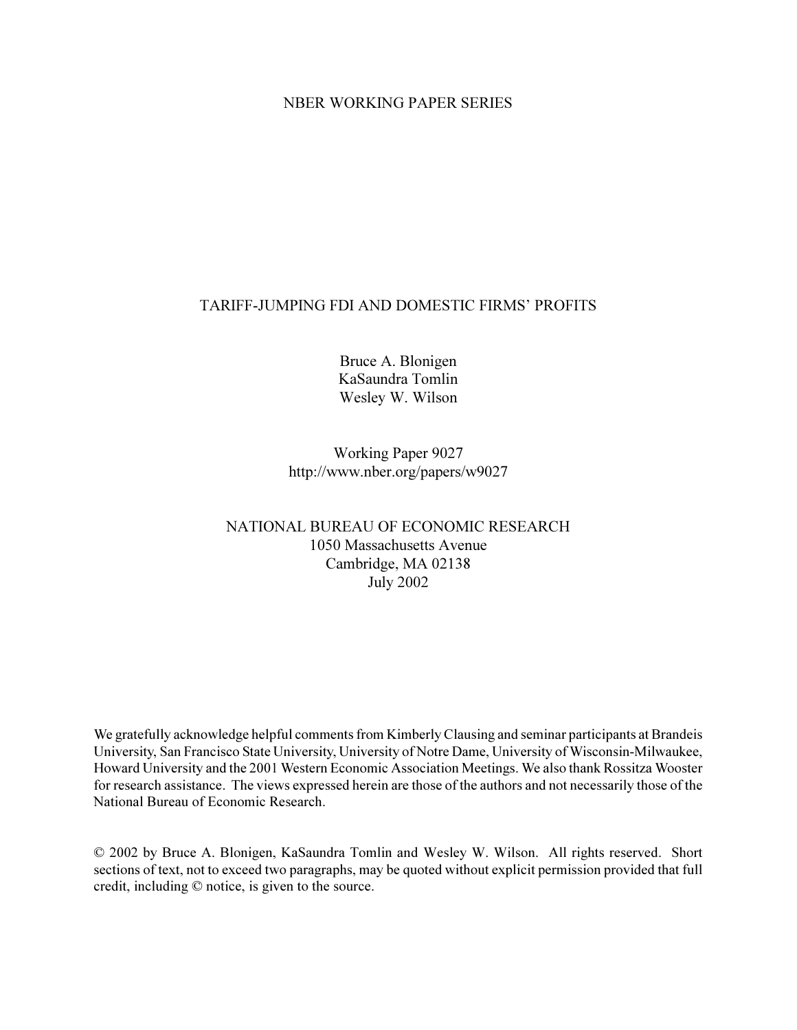NBER WORKING PAPER SERIES

# TARIFF-JUMPING FDI AND DOMESTIC FIRMS' PROFITS

Bruce A. Blonigen
KaSaundra Tomlin
Wesley W. Wilson

Working Paper 9027
http://www.nber.org/papers/w9027

NATIONAL BUREAU OF ECONOMIC RESEARCH
1050 Massachusetts Avenue
Cambridge, MA 02138
July 2002

We gratefully acknowledge helpful comments from Kimberly Clausing and seminar participants at Brandeis University, San Francisco State University, University of Notre Dame, University of Wisconsin-Milwaukee, Howard University and the 2001 Western Economic Association Meetings. We also thank Rossitza Wooster for research assistance. The views expressed herein are those of the authors and not necessarily those of the National Bureau of Economic Research.

© 2002 by Bruce A. Blonigen, KaSaundra Tomlin and Wesley W. Wilson. All rights reserved. Short sections of text, not to exceed two paragraphs, may be quoted without explicit permission provided that full credit, including © notice, is given to the source.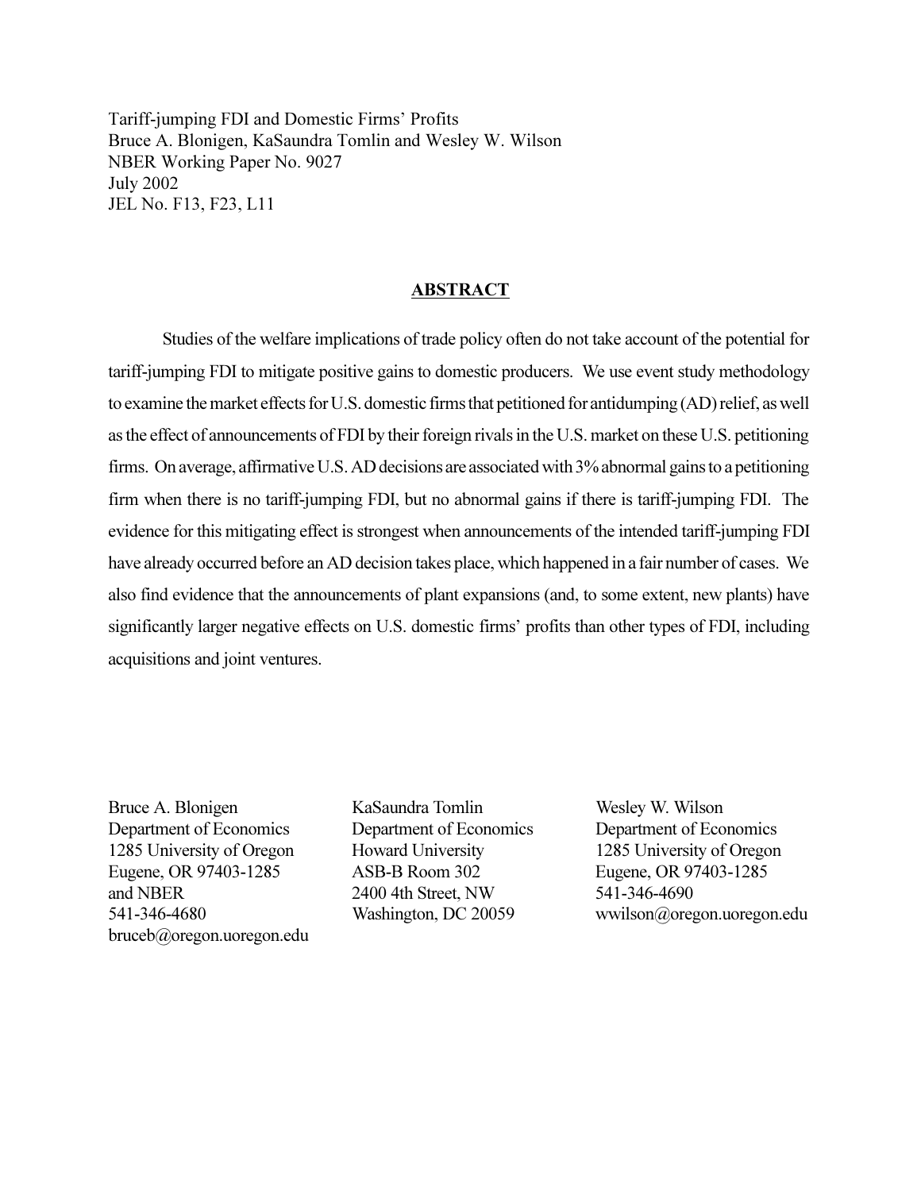Tariff-jumping FDI and Domestic Firms' Profits
Bruce A. Blonigen, KaSaundra Tomlin and Wesley W. Wilson
NBER Working Paper No. 9027
July 2002
JEL No. F13, F23, L11

## ABSTRACT

Studies of the welfare implications of trade policy often do not take account of the potential for tariff-jumping FDI to mitigate positive gains to domestic producers. We use event study methodology to examine the market effects for U.S. domestic firms that petitioned for antidumping (AD) relief, as well as the effect of announcements of FDI by their foreign rivals in the U.S. market on these U.S. petitioning firms. On average, affirmative U.S. AD decisions are associated with 3% abnormal gains to a petitioning firm when there is no tariff-jumping FDI, but no abnormal gains if there is tariff-jumping FDI. The evidence for this mitigating effect is strongest when announcements of the intended tariff-jumping FDI have already occurred before an AD decision takes place, which happened in a fair number of cases. We also find evidence that the announcements of plant expansions (and, to some extent, new plants) have significantly larger negative effects on U.S. domestic firms' profits than other types of FDI, including acquisitions and joint ventures.

Bruce A. Blonigen
Department of Economics
1285 University of Oregon
Eugene, OR 97403-1285
and NBER
541-346-4680
bruceb@oregon.uoregon.edu

KaSaundra Tomlin
Department of Economics
Howard University
ASB-B Room 302
2400 4th Street, NW
Washington, DC 20059

Wesley W. Wilson
Department of Economics
1285 University of Oregon
Eugene, OR 97403-1285
541-346-4690
wwilson@oregon.uoregon.edu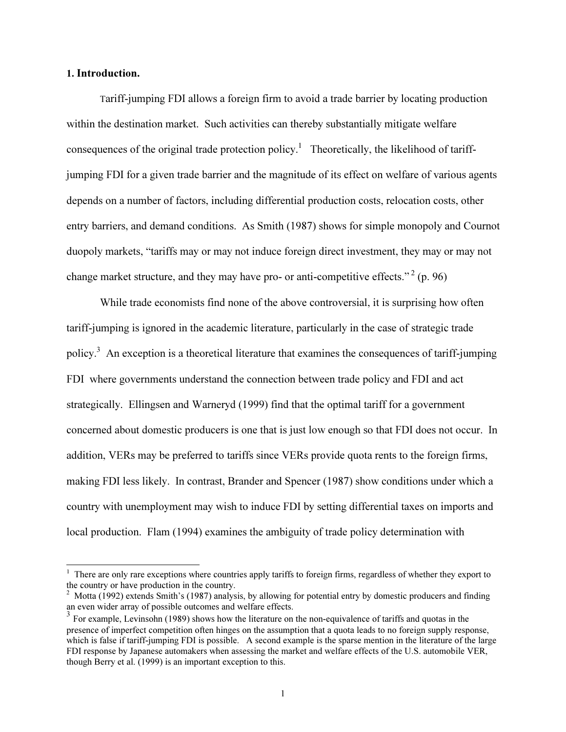## 1. Introduction.

Tariff-jumping FDI allows a foreign firm to avoid a trade barrier by locating production within the destination market. Such activities can thereby substantially mitigate welfare consequences of the original trade protection policy.[1] Theoretically, the likelihood of tariff-jumping FDI for a given trade barrier and the magnitude of its effect on welfare of various agents depends on a number of factors, including differential production costs, relocation costs, other entry barriers, and demand conditions. As Smith (1987) shows for simple monopoly and Cournot duopoly markets, "tariffs may or may not induce foreign direct investment, they may or may not change market structure, and they may have pro- or anti-competitive effects."[2] (p. 96)

While trade economists find none of the above controversial, it is surprising how often tariff-jumping is ignored in the academic literature, particularly in the case of strategic trade policy.[3] An exception is a theoretical literature that examines the consequences of tariff-jumping FDI where governments understand the connection between trade policy and FDI and act strategically. Ellingsen and Warneryd (1999) find that the optimal tariff for a government concerned about domestic producers is one that is just low enough so that FDI does not occur. In addition, VERs may be preferred to tariffs since VERs provide quota rents to the foreign firms, making FDI less likely. In contrast, Brander and Spencer (1987) show conditions under which a country with unemployment may wish to induce FDI by setting differential taxes on imports and local production. Flam (1994) examines the ambiguity of trade policy determination with

---

[1] There are only rare exceptions where countries apply tariffs to foreign firms, regardless of whether they export to the country or have production in the country.

[2] Motta (1992) extends Smith's (1987) analysis, by allowing for potential entry by domestic producers and finding an even wider array of possible outcomes and welfare effects.

[3] For example, Levinsohn (1989) shows how the literature on the non-equivalence of tariffs and quotas in the presence of imperfect competition often hinges on the assumption that a quota leads to no foreign supply response, which is false if tariff-jumping FDI is possible. A second example is the sparse mention in the literature of the large FDI response by Japanese automakers when assessing the market and welfare effects of the U.S. automobile VER, though Berry et al. (1999) is an important exception to this.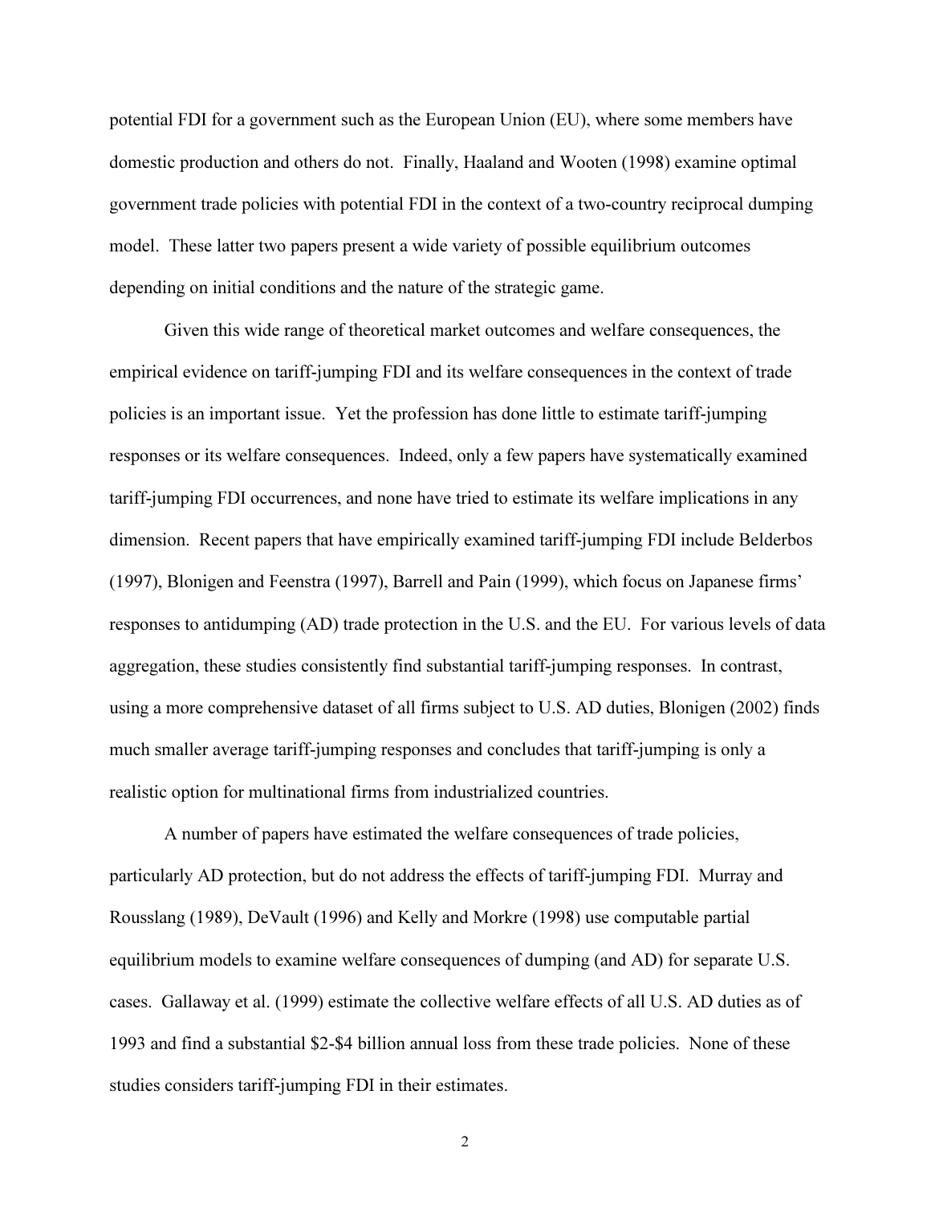potential FDI for a government such as the European Union (EU), where some members have domestic production and others do not. Finally, Haaland and Wooten (1998) examine optimal government trade policies with potential FDI in the context of a two-country reciprocal dumping model. These latter two papers present a wide variety of possible equilibrium outcomes depending on initial conditions and the nature of the strategic game.

Given this wide range of theoretical market outcomes and welfare consequences, the empirical evidence on tariff-jumping FDI and its welfare consequences in the context of trade policies is an important issue. Yet the profession has done little to estimate tariff-jumping responses or its welfare consequences. Indeed, only a few papers have systematically examined tariff-jumping FDI occurrences, and none have tried to estimate its welfare implications in any dimension. Recent papers that have empirically examined tariff-jumping FDI include Belderbos (1997), Blonigen and Feenstra (1997), Barrell and Pain (1999), which focus on Japanese firms' responses to antidumping (AD) trade protection in the U.S. and the EU. For various levels of data aggregation, these studies consistently find substantial tariff-jumping responses. In contrast, using a more comprehensive dataset of all firms subject to U.S. AD duties, Blonigen (2002) finds much smaller average tariff-jumping responses and concludes that tariff-jumping is only a realistic option for multinational firms from industrialized countries.

A number of papers have estimated the welfare consequences of trade policies, particularly AD protection, but do not address the effects of tariff-jumping FDI. Murray and Rousslang (1989), DeVault (1996) and Kelly and Morkre (1998) use computable partial equilibrium models to examine welfare consequences of dumping (and AD) for separate U.S. cases. Gallaway et al. (1999) estimate the collective welfare effects of all U.S. AD duties as of 1993 and find a substantial \$2-\$4 billion annual loss from these trade policies. None of these studies considers tariff-jumping FDI in their estimates.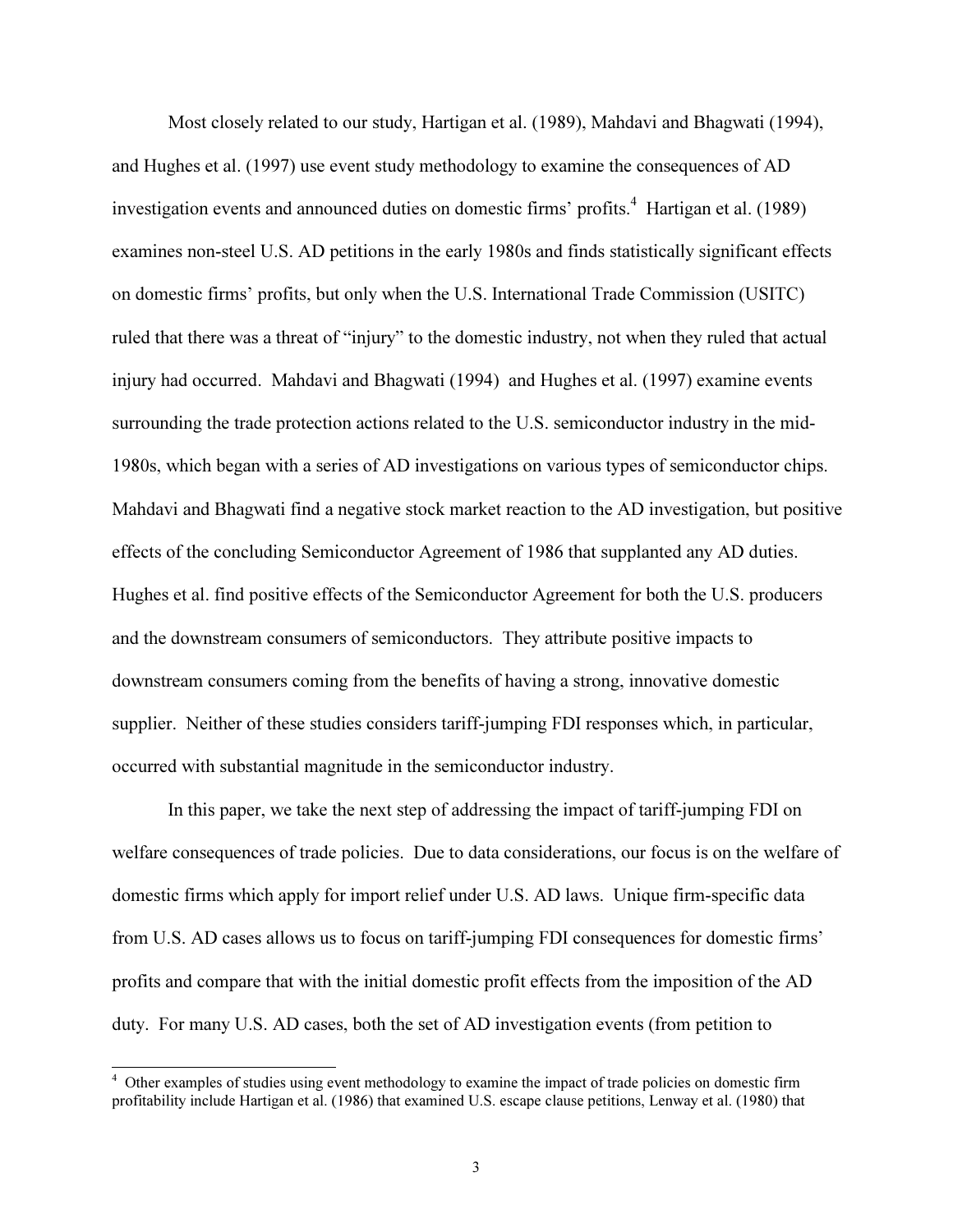Most closely related to our study, Hartigan et al. (1989), Mahdavi and Bhagwati (1994), and Hughes et al. (1997) use event study methodology to examine the consequences of AD investigation events and announced duties on domestic firms' profits.[4] Hartigan et al. (1989) examines non-steel U.S. AD petitions in the early 1980s and finds statistically significant effects on domestic firms' profits, but only when the U.S. International Trade Commission (USITC) ruled that there was a threat of "injury" to the domestic industry, not when they ruled that actual injury had occurred. Mahdavi and Bhagwati (1994) and Hughes et al. (1997) examine events surrounding the trade protection actions related to the U.S. semiconductor industry in the mid-1980s, which began with a series of AD investigations on various types of semiconductor chips. Mahdavi and Bhagwati find a negative stock market reaction to the AD investigation, but positive effects of the concluding Semiconductor Agreement of 1986 that supplanted any AD duties. Hughes et al. find positive effects of the Semiconductor Agreement for both the U.S. producers and the downstream consumers of semiconductors. They attribute positive impacts to downstream consumers coming from the benefits of having a strong, innovative domestic supplier. Neither of these studies considers tariff-jumping FDI responses which, in particular, occurred with substantial magnitude in the semiconductor industry.

In this paper, we take the next step of addressing the impact of tariff-jumping FDI on welfare consequences of trade policies. Due to data considerations, our focus is on the welfare of domestic firms which apply for import relief under U.S. AD laws. Unique firm-specific data from U.S. AD cases allows us to focus on tariff-jumping FDI consequences for domestic firms' profits and compare that with the initial domestic profit effects from the imposition of the AD duty. For many U.S. AD cases, both the set of AD investigation events (from petition to

[4] Other examples of studies using event methodology to examine the impact of trade policies on domestic firm profitability include Hartigan et al. (1986) that examined U.S. escape clause petitions, Lenway et al. (1980) that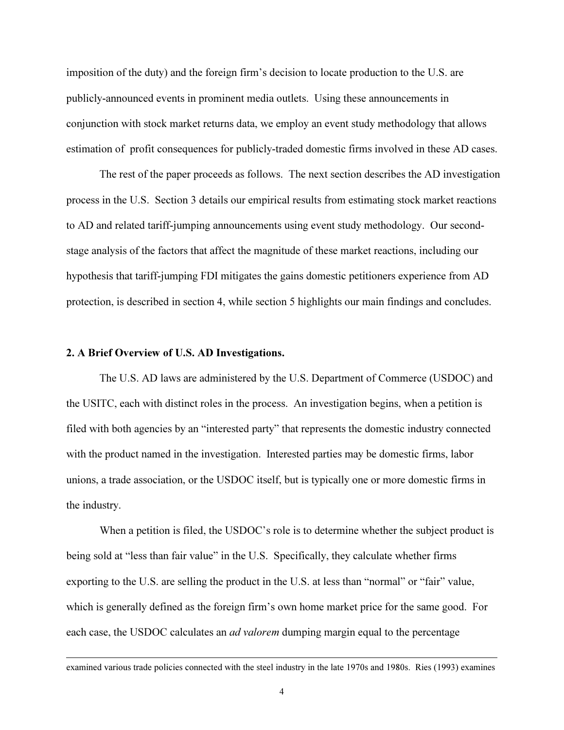imposition of the duty) and the foreign firm's decision to locate production to the U.S. are publicly-announced events in prominent media outlets. Using these announcements in conjunction with stock market returns data, we employ an event study methodology that allows estimation of profit consequences for publicly-traded domestic firms involved in these AD cases.

The rest of the paper proceeds as follows. The next section describes the AD investigation process in the U.S. Section 3 details our empirical results from estimating stock market reactions to AD and related tariff-jumping announcements using event study methodology. Our second-stage analysis of the factors that affect the magnitude of these market reactions, including our hypothesis that tariff-jumping FDI mitigates the gains domestic petitioners experience from AD protection, is described in section 4, while section 5 highlights our main findings and concludes.

## 2. A Brief Overview of U.S. AD Investigations.

The U.S. AD laws are administered by the U.S. Department of Commerce (USDOC) and the USITC, each with distinct roles in the process. An investigation begins, when a petition is filed with both agencies by an "interested party" that represents the domestic industry connected with the product named in the investigation. Interested parties may be domestic firms, labor unions, a trade association, or the USDOC itself, but is typically one or more domestic firms in the industry.

When a petition is filed, the USDOC's role is to determine whether the subject product is being sold at "less than fair value" in the U.S. Specifically, they calculate whether firms exporting to the U.S. are selling the product in the U.S. at less than "normal" or "fair" value, which is generally defined as the foreign firm's own home market price for the same good. For each case, the USDOC calculates an *ad valorem* dumping margin equal to the percentage

---

examined various trade policies connected with the steel industry in the late 1970s and 1980s. Ries (1993) examines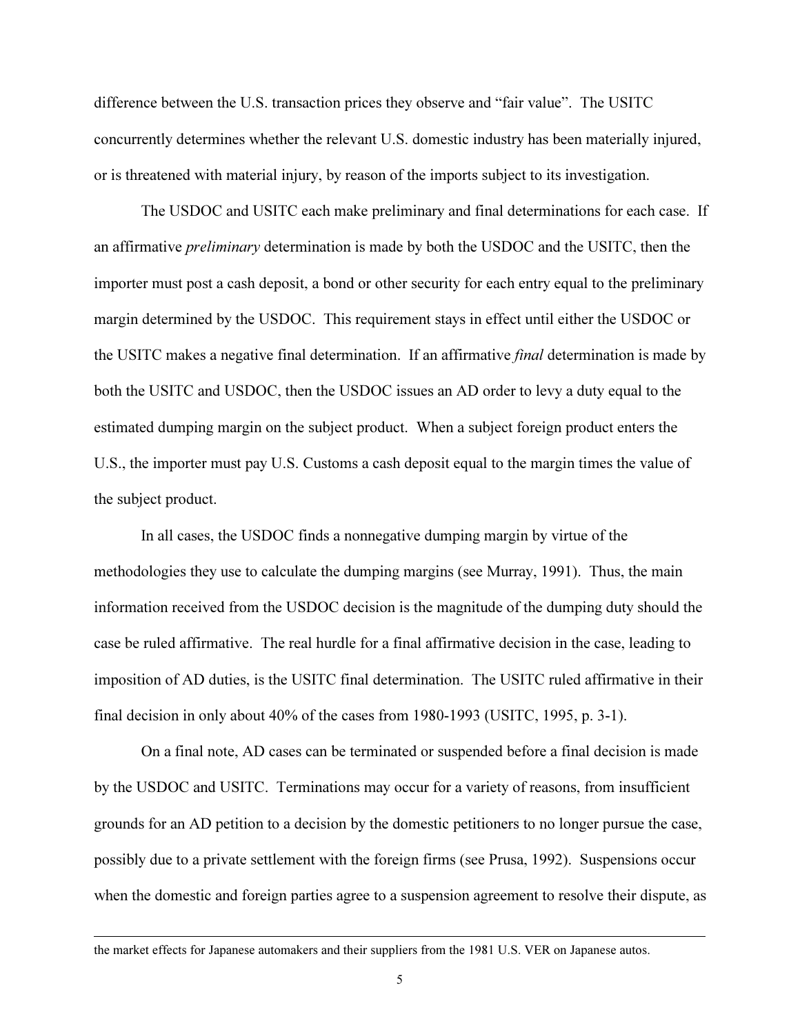difference between the U.S. transaction prices they observe and "fair value". The USITC concurrently determines whether the relevant U.S. domestic industry has been materially injured, or is threatened with material injury, by reason of the imports subject to its investigation.

The USDOC and USITC each make preliminary and final determinations for each case. If an affirmative *preliminary* determination is made by both the USDOC and the USITC, then the importer must post a cash deposit, a bond or other security for each entry equal to the preliminary margin determined by the USDOC. This requirement stays in effect until either the USDOC or the USITC makes a negative final determination. If an affirmative *final* determination is made by both the USITC and USDOC, then the USDOC issues an AD order to levy a duty equal to the estimated dumping margin on the subject product. When a subject foreign product enters the U.S., the importer must pay U.S. Customs a cash deposit equal to the margin times the value of the subject product.

In all cases, the USDOC finds a nonnegative dumping margin by virtue of the methodologies they use to calculate the dumping margins (see Murray, 1991). Thus, the main information received from the USDOC decision is the magnitude of the dumping duty should the case be ruled affirmative. The real hurdle for a final affirmative decision in the case, leading to imposition of AD duties, is the USITC final determination. The USITC ruled affirmative in their final decision in only about 40% of the cases from 1980-1993 (USITC, 1995, p. 3-1).

On a final note, AD cases can be terminated or suspended before a final decision is made by the USDOC and USITC. Terminations may occur for a variety of reasons, from insufficient grounds for an AD petition to a decision by the domestic petitioners to no longer pursue the case, possibly due to a private settlement with the foreign firms (see Prusa, 1992). Suspensions occur when the domestic and foreign parties agree to a suspension agreement to resolve their dispute, as

---

the market effects for Japanese automakers and their suppliers from the 1981 U.S. VER on Japanese autos.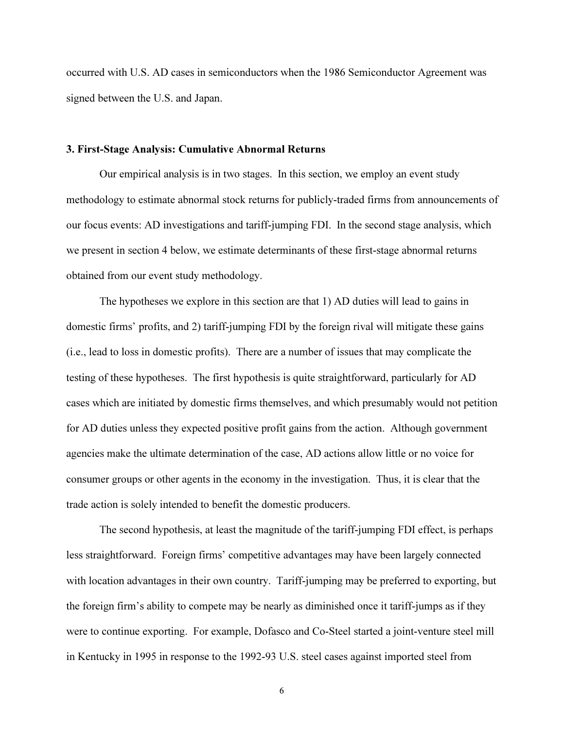occurred with U.S. AD cases in semiconductors when the 1986 Semiconductor Agreement was signed between the U.S. and Japan.

### 3. First-Stage Analysis: Cumulative Abnormal Returns

Our empirical analysis is in two stages. In this section, we employ an event study methodology to estimate abnormal stock returns for publicly-traded firms from announcements of our focus events: AD investigations and tariff-jumping FDI. In the second stage analysis, which we present in section 4 below, we estimate determinants of these first-stage abnormal returns obtained from our event study methodology.

The hypotheses we explore in this section are that 1) AD duties will lead to gains in domestic firms' profits, and 2) tariff-jumping FDI by the foreign rival will mitigate these gains (i.e., lead to loss in domestic profits). There are a number of issues that may complicate the testing of these hypotheses. The first hypothesis is quite straightforward, particularly for AD cases which are initiated by domestic firms themselves, and which presumably would not petition for AD duties unless they expected positive profit gains from the action. Although government agencies make the ultimate determination of the case, AD actions allow little or no voice for consumer groups or other agents in the economy in the investigation. Thus, it is clear that the trade action is solely intended to benefit the domestic producers.

The second hypothesis, at least the magnitude of the tariff-jumping FDI effect, is perhaps less straightforward. Foreign firms' competitive advantages may have been largely connected with location advantages in their own country. Tariff-jumping may be preferred to exporting, but the foreign firm's ability to compete may be nearly as diminished once it tariff-jumps as if they were to continue exporting. For example, Dofasco and Co-Steel started a joint-venture steel mill in Kentucky in 1995 in response to the 1992-93 U.S. steel cases against imported steel from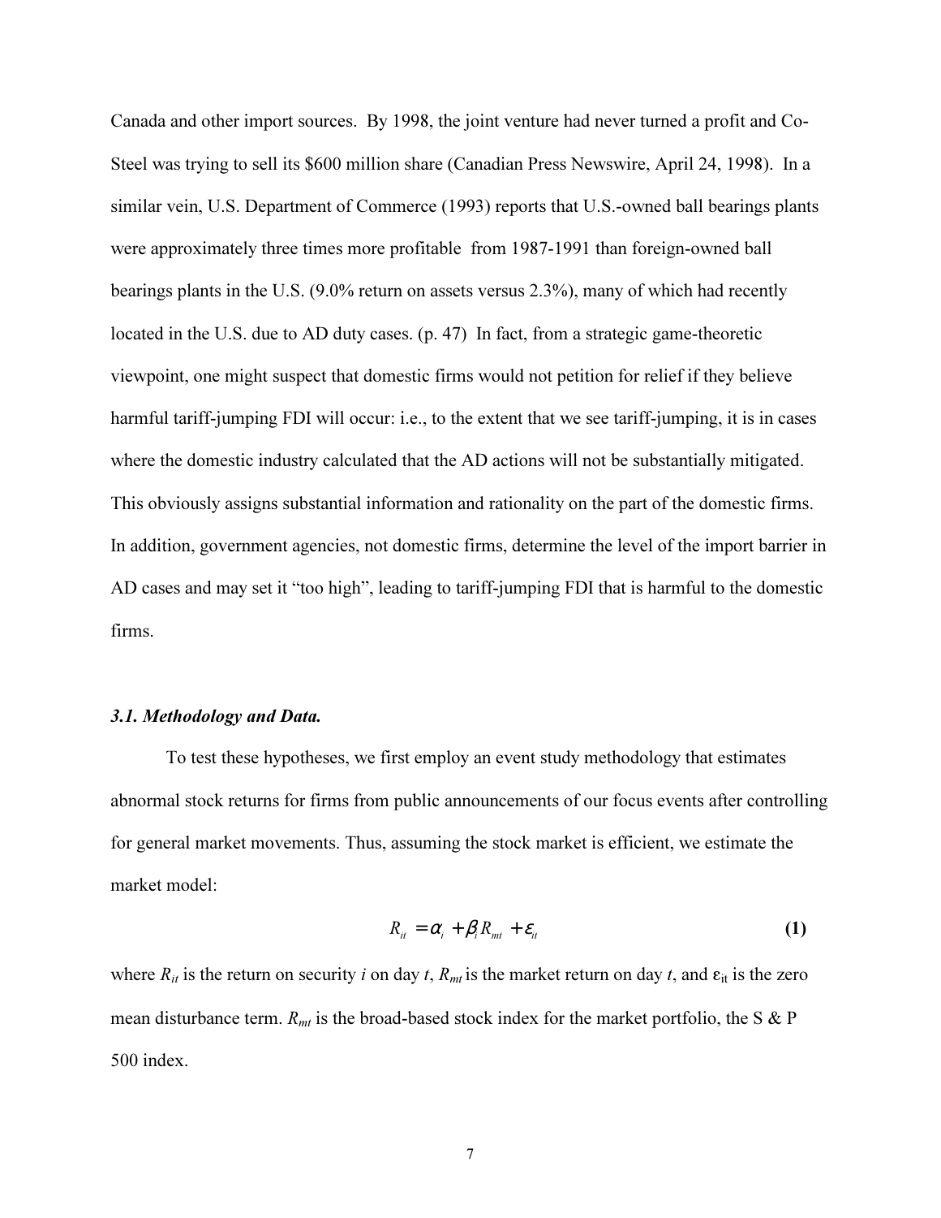Canada and other import sources. By 1998, the joint venture had never turned a profit and Co-Steel was trying to sell its $600 million share (Canadian Press Newswire, April 24, 1998). In a similar vein, U.S. Department of Commerce (1993) reports that U.S.-owned ball bearings plants were approximately three times more profitable from 1987-1991 than foreign-owned ball bearings plants in the U.S. (9.0% return on assets versus 2.3%), many of which had recently located in the U.S. due to AD duty cases. (p. 47) In fact, from a strategic game-theoretic viewpoint, one might suspect that domestic firms would not petition for relief if they believe harmful tariff-jumping FDI will occur: i.e., to the extent that we see tariff-jumping, it is in cases where the domestic industry calculated that the AD actions will not be substantially mitigated. This obviously assigns substantial information and rationality on the part of the domestic firms. In addition, government agencies, not domestic firms, determine the level of the import barrier in AD cases and may set it "too high", leading to tariff-jumping FDI that is harmful to the domestic firms.

### *3.1. Methodology and Data.*

To test these hypotheses, we first employ an event study methodology that estimates abnormal stock returns for firms from public announcements of our focus events after controlling for general market movements. Thus, assuming the stock market is efficient, we estimate the market model:

$$R_{it} = \alpha_i + \beta_i R_{mt} + \varepsilon_{it} \tag{1}$$

where $R_{it}$ is the return on security $i$ on day $t$, $R_{mt}$ is the market return on day $t$, and $\varepsilon_{it}$ is the zero mean disturbance term. $R_{mt}$ is the broad-based stock index for the market portfolio, the S & P 500 index.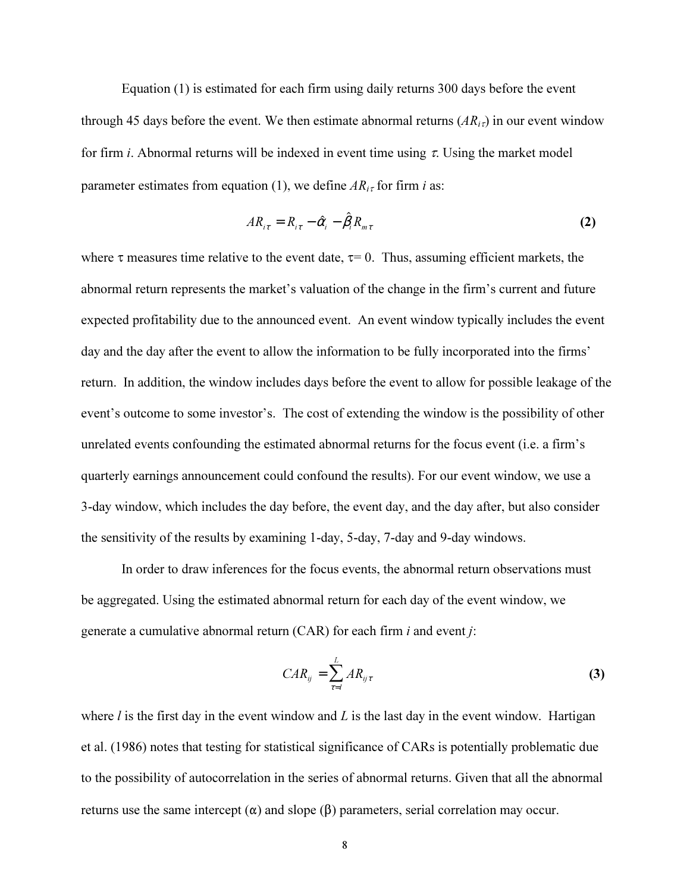Equation (1) is estimated for each firm using daily returns 300 days before the event through 45 days before the event. We then estimate abnormal returns ($AR_{i\tau}$) in our event window for firm *i*. Abnormal returns will be indexed in event time using $\tau$. Using the market model parameter estimates from equation (1), we define $AR_{i\tau}$ for firm *i* as:

$$AR_{i\tau} = R_{i\tau} - \hat{\alpha}_i - \hat{\beta}_i R_{m\tau} \tag{2}$$

where $\tau$ measures time relative to the event date, $\tau = 0$. Thus, assuming efficient markets, the abnormal return represents the market's valuation of the change in the firm's current and future expected profitability due to the announced event. An event window typically includes the event day and the day after the event to allow the information to be fully incorporated into the firms' return. In addition, the window includes days before the event to allow for possible leakage of the event's outcome to some investor's. The cost of extending the window is the possibility of other unrelated events confounding the estimated abnormal returns for the focus event (i.e. a firm's quarterly earnings announcement could confound the results). For our event window, we use a 3-day window, which includes the day before, the event day, and the day after, but also consider the sensitivity of the results by examining 1-day, 5-day, 7-day and 9-day windows.

In order to draw inferences for the focus events, the abnormal return observations must be aggregated. Using the estimated abnormal return for each day of the event window, we generate a cumulative abnormal return (CAR) for each firm *i* and event *j*:

$$CAR_{ij} = \sum_{\tau=l}^{L} AR_{ij\tau} \tag{3}$$

where *l* is the first day in the event window and *L* is the last day in the event window. Hartigan et al. (1986) notes that testing for statistical significance of CARs is potentially problematic due to the possibility of autocorrelation in the series of abnormal returns. Given that all the abnormal returns use the same intercept ($\alpha$) and slope ($\beta$) parameters, serial correlation may occur.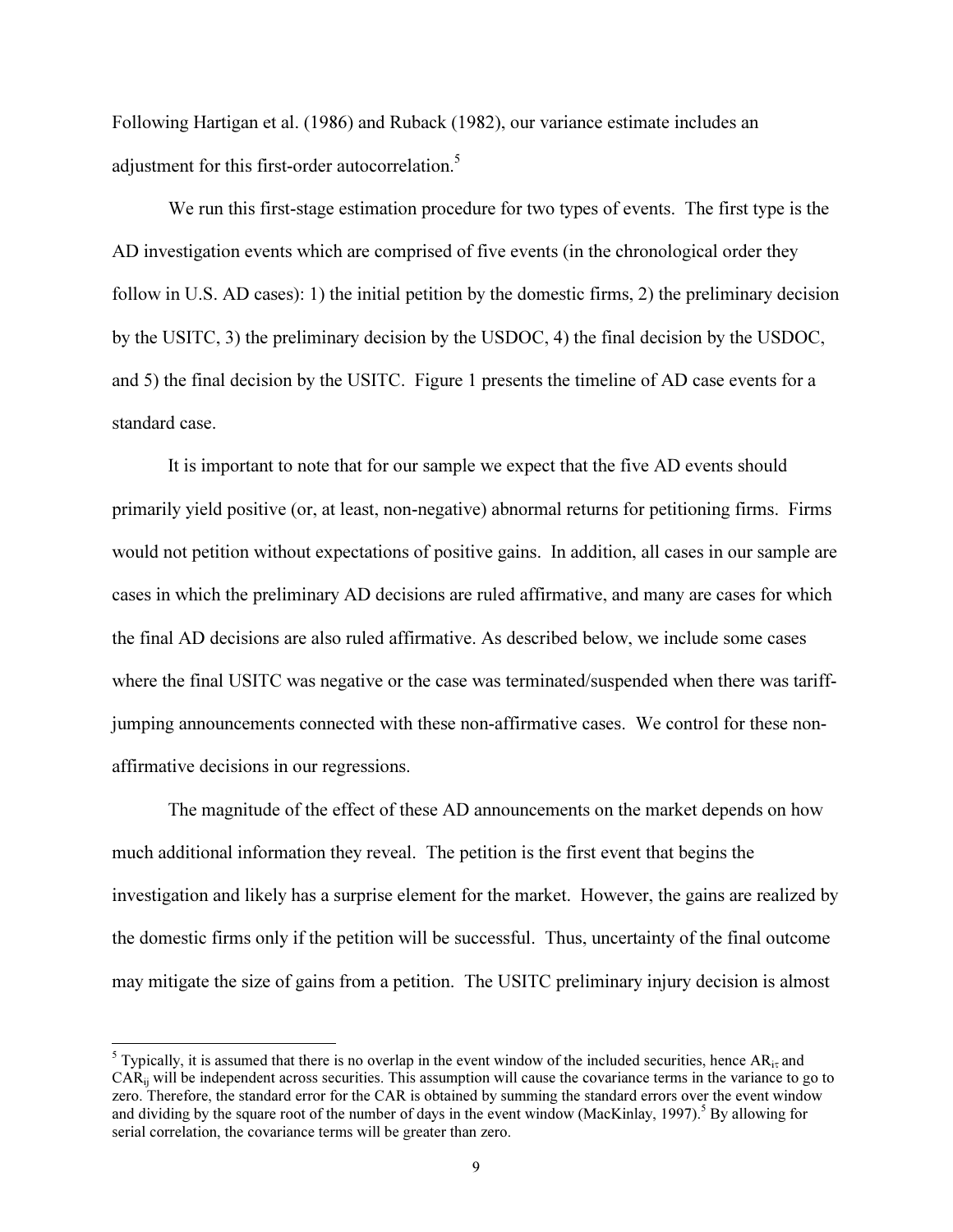Following Hartigan et al. (1986) and Ruback (1982), our variance estimate includes an adjustment for this first-order autocorrelation.[5]

We run this first-stage estimation procedure for two types of events. The first type is the AD investigation events which are comprised of five events (in the chronological order they follow in U.S. AD cases): 1) the initial petition by the domestic firms, 2) the preliminary decision by the USITC, 3) the preliminary decision by the USDOC, 4) the final decision by the USDOC, and 5) the final decision by the USITC. Figure 1 presents the timeline of AD case events for a standard case.

It is important to note that for our sample we expect that the five AD events should primarily yield positive (or, at least, non-negative) abnormal returns for petitioning firms. Firms would not petition without expectations of positive gains. In addition, all cases in our sample are cases in which the preliminary AD decisions are ruled affirmative, and many are cases for which the final AD decisions are also ruled affirmative. As described below, we include some cases where the final USITC was negative or the case was terminated/suspended when there was tariff-jumping announcements connected with these non-affirmative cases. We control for these non-affirmative decisions in our regressions.

The magnitude of the effect of these AD announcements on the market depends on how much additional information they reveal. The petition is the first event that begins the investigation and likely has a surprise element for the market. However, the gains are realized by the domestic firms only if the petition will be successful. Thus, uncertainty of the final outcome may mitigate the size of gains from a petition. The USITC preliminary injury decision is almost

[5] Typically, it is assumed that there is no overlap in the event window of the included securities, hence $AR_{i\tau}$ and $CAR_{ij}$ will be independent across securities. This assumption will cause the covariance terms in the variance to go to zero. Therefore, the standard error for the CAR is obtained by summing the standard errors over the event window and dividing by the square root of the number of days in the event window (MacKinlay, 1997).[5] By allowing for serial correlation, the covariance terms will be greater than zero.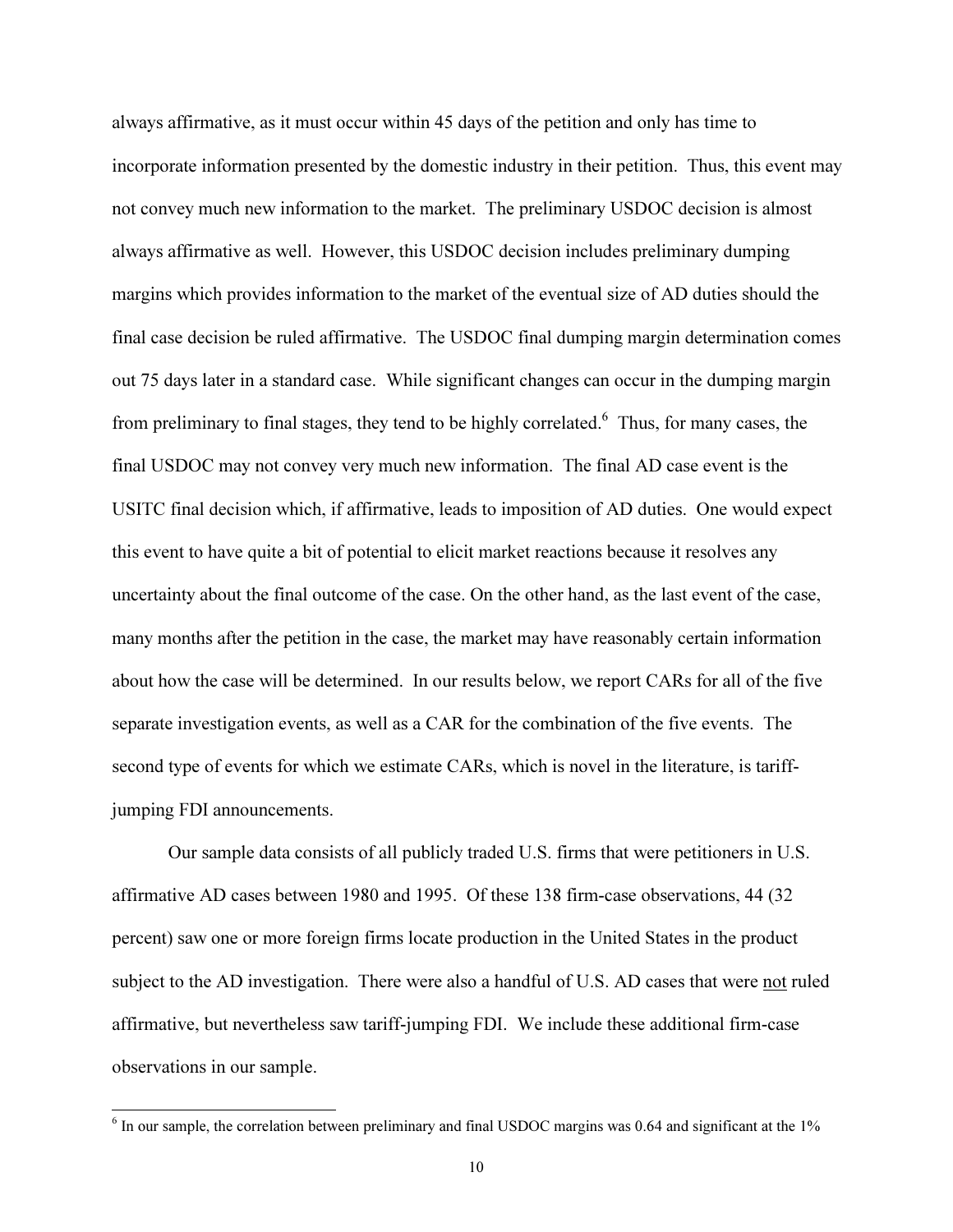always affirmative, as it must occur within 45 days of the petition and only has time to incorporate information presented by the domestic industry in their petition. Thus, this event may not convey much new information to the market. The preliminary USDOC decision is almost always affirmative as well. However, this USDOC decision includes preliminary dumping margins which provides information to the market of the eventual size of AD duties should the final case decision be ruled affirmative. The USDOC final dumping margin determination comes out 75 days later in a standard case. While significant changes can occur in the dumping margin from preliminary to final stages, they tend to be highly correlated.[6] Thus, for many cases, the final USDOC may not convey very much new information. The final AD case event is the USITC final decision which, if affirmative, leads to imposition of AD duties. One would expect this event to have quite a bit of potential to elicit market reactions because it resolves any uncertainty about the final outcome of the case. On the other hand, as the last event of the case, many months after the petition in the case, the market may have reasonably certain information about how the case will be determined. In our results below, we report CARs for all of the five separate investigation events, as well as a CAR for the combination of the five events. The second type of events for which we estimate CARs, which is novel in the literature, is tariff-jumping FDI announcements.

Our sample data consists of all publicly traded U.S. firms that were petitioners in U.S. affirmative AD cases between 1980 and 1995. Of these 138 firm-case observations, 44 (32 percent) saw one or more foreign firms locate production in the United States in the product subject to the AD investigation. There were also a handful of U.S. AD cases that were <u>not</u> ruled affirmative, but nevertheless saw tariff-jumping FDI. We include these additional firm-case observations in our sample.

[6] In our sample, the correlation between preliminary and final USDOC margins was 0.64 and significant at the 1%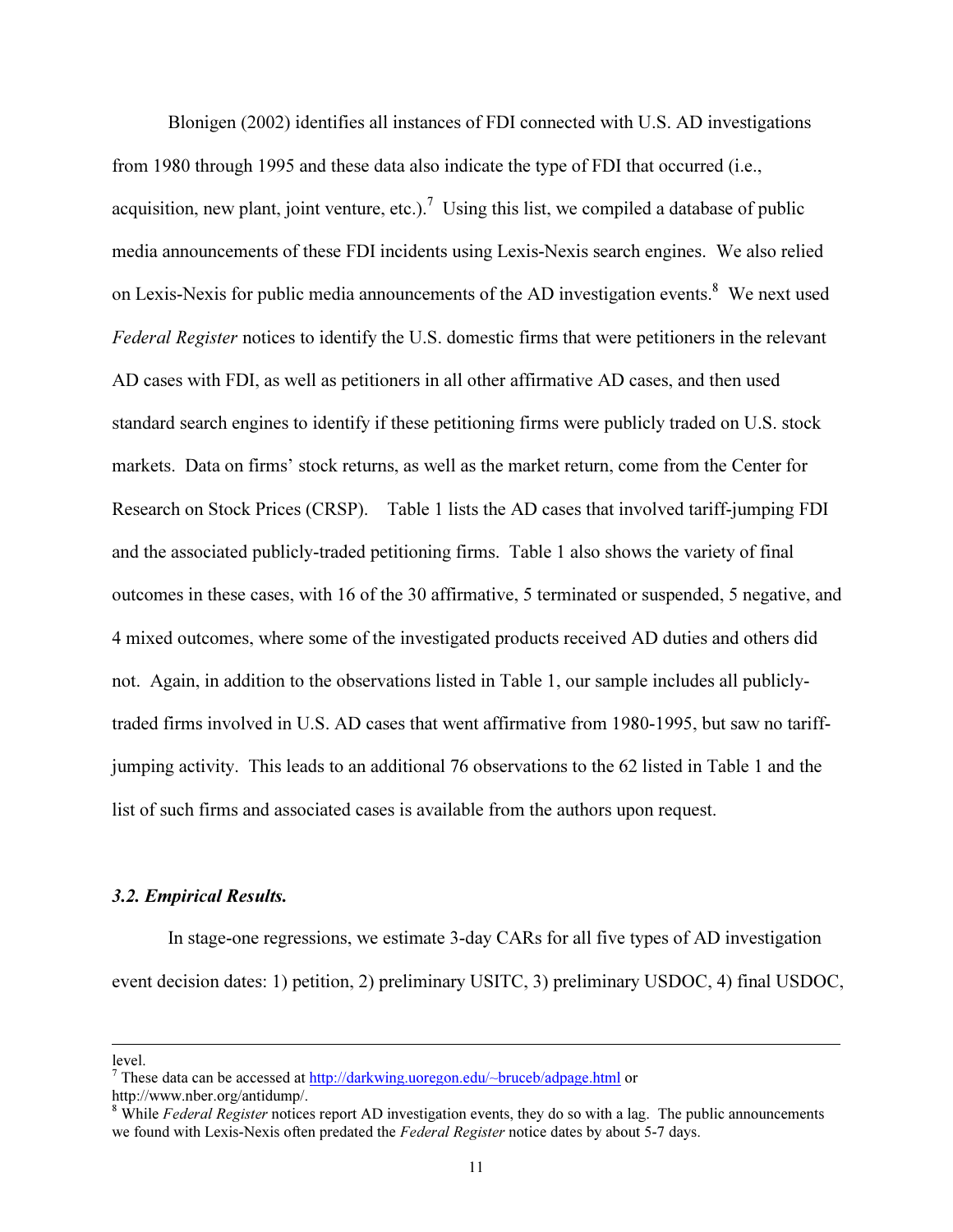Blonigen (2002) identifies all instances of FDI connected with U.S. AD investigations from 1980 through 1995 and these data also indicate the type of FDI that occurred (i.e., acquisition, new plant, joint venture, etc.).[7] Using this list, we compiled a database of public media announcements of these FDI incidents using Lexis-Nexis search engines. We also relied on Lexis-Nexis for public media announcements of the AD investigation events.[8] We next used *Federal Register* notices to identify the U.S. domestic firms that were petitioners in the relevant AD cases with FDI, as well as petitioners in all other affirmative AD cases, and then used standard search engines to identify if these petitioning firms were publicly traded on U.S. stock markets. Data on firms' stock returns, as well as the market return, come from the Center for Research on Stock Prices (CRSP). Table 1 lists the AD cases that involved tariff-jumping FDI and the associated publicly-traded petitioning firms. Table 1 also shows the variety of final outcomes in these cases, with 16 of the 30 affirmative, 5 terminated or suspended, 5 negative, and 4 mixed outcomes, where some of the investigated products received AD duties and others did not. Again, in addition to the observations listed in Table 1, our sample includes all publicly-traded firms involved in U.S. AD cases that went affirmative from 1980-1995, but saw no tariff-jumping activity. This leads to an additional 76 observations to the 62 listed in Table 1 and the list of such firms and associated cases is available from the authors upon request.

### *3.2. Empirical Results.*

In stage-one regressions, we estimate 3-day CARs for all five types of AD investigation event decision dates: 1) petition, 2) preliminary USITC, 3) preliminary USDOC, 4) final USDOC,

---

level.

[7] These data can be accessed at http://darkwing.uoregon.edu/~bruceb/adpage.html or http://www.nber.org/antidump/.

[8] While *Federal Register* notices report AD investigation events, they do so with a lag. The public announcements we found with Lexis-Nexis often predated the *Federal Register* notice dates by about 5-7 days.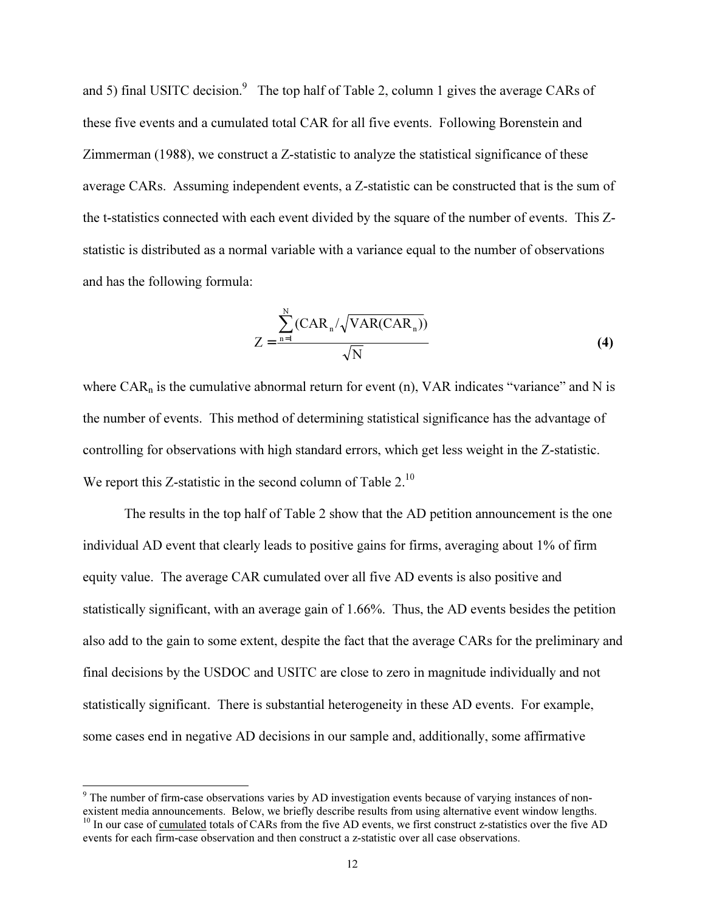and 5) final USITC decision.[9] The top half of Table 2, column 1 gives the average CARs of these five events and a cumulated total CAR for all five events. Following Borenstein and Zimmerman (1988), we construct a Z-statistic to analyze the statistical significance of these average CARs. Assuming independent events, a Z-statistic can be constructed that is the sum of the t-statistics connected with each event divided by the square of the number of events. This Z-statistic is distributed as a normal variable with a variance equal to the number of observations and has the following formula:

$$Z = \frac{\sum_{n=1}^{N} (\text{CAR}_n / \sqrt{\text{VAR}(\text{CAR}_n)})}{\sqrt{N}} \tag{4}$$

where $\text{CAR}_n$ is the cumulative abnormal return for event (n), VAR indicates "variance" and N is the number of events. This method of determining statistical significance has the advantage of controlling for observations with high standard errors, which get less weight in the Z-statistic. We report this Z-statistic in the second column of Table 2.[10]

The results in the top half of Table 2 show that the AD petition announcement is the one individual AD event that clearly leads to positive gains for firms, averaging about 1% of firm equity value. The average CAR cumulated over all five AD events is also positive and statistically significant, with an average gain of 1.66%. Thus, the AD events besides the petition also add to the gain to some extent, despite the fact that the average CARs for the preliminary and final decisions by the USDOC and USITC are close to zero in magnitude individually and not statistically significant. There is substantial heterogeneity in these AD events. For example, some cases end in negative AD decisions in our sample and, additionally, some affirmative

---

[9] The number of firm-case observations varies by AD investigation events because of varying instances of non-existent media announcements. Below, we briefly describe results from using alternative event window lengths.

[10] In our case of <u>cumulated</u> totals of CARs from the five AD events, we first construct z-statistics over the five AD events for each firm-case observation and then construct a z-statistic over all case observations.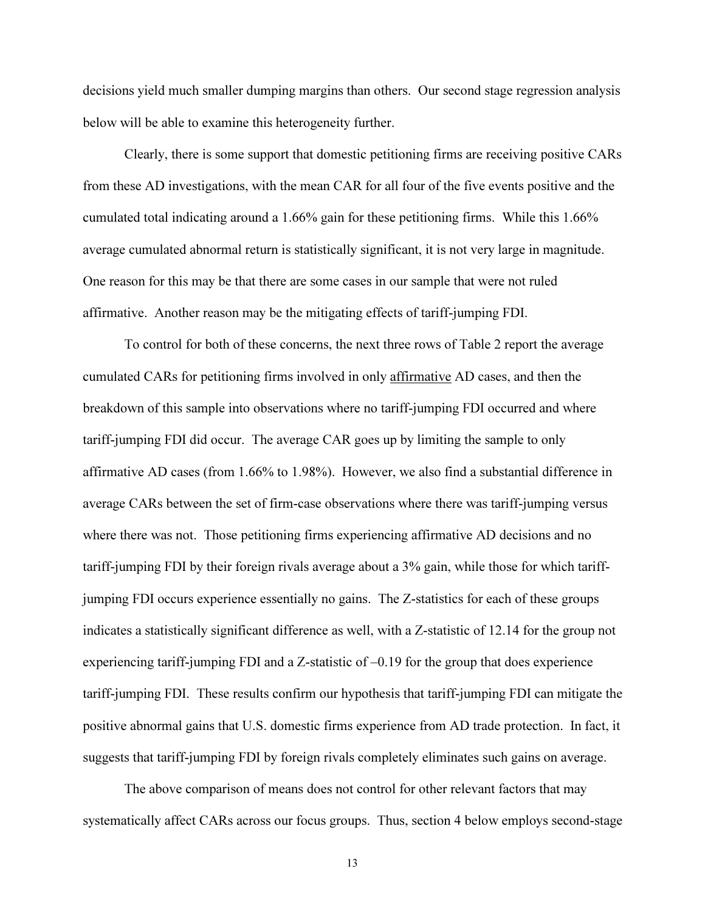decisions yield much smaller dumping margins than others. Our second stage regression analysis below will be able to examine this heterogeneity further.

Clearly, there is some support that domestic petitioning firms are receiving positive CARs from these AD investigations, with the mean CAR for all four of the five events positive and the cumulated total indicating around a 1.66% gain for these petitioning firms. While this 1.66% average cumulated abnormal return is statistically significant, it is not very large in magnitude. One reason for this may be that there are some cases in our sample that were not ruled affirmative. Another reason may be the mitigating effects of tariff-jumping FDI.

To control for both of these concerns, the next three rows of Table 2 report the average cumulated CARs for petitioning firms involved in only <u>affirmative</u> AD cases, and then the breakdown of this sample into observations where no tariff-jumping FDI occurred and where tariff-jumping FDI did occur. The average CAR goes up by limiting the sample to only affirmative AD cases (from 1.66% to 1.98%). However, we also find a substantial difference in average CARs between the set of firm-case observations where there was tariff-jumping versus where there was not. Those petitioning firms experiencing affirmative AD decisions and no tariff-jumping FDI by their foreign rivals average about a 3% gain, while those for which tariff-jumping FDI occurs experience essentially no gains. The Z-statistics for each of these groups indicates a statistically significant difference as well, with a Z-statistic of 12.14 for the group not experiencing tariff-jumping FDI and a Z-statistic of –0.19 for the group that does experience tariff-jumping FDI. These results confirm our hypothesis that tariff-jumping FDI can mitigate the positive abnormal gains that U.S. domestic firms experience from AD trade protection. In fact, it suggests that tariff-jumping FDI by foreign rivals completely eliminates such gains on average.

The above comparison of means does not control for other relevant factors that may systematically affect CARs across our focus groups. Thus, section 4 below employs second-stage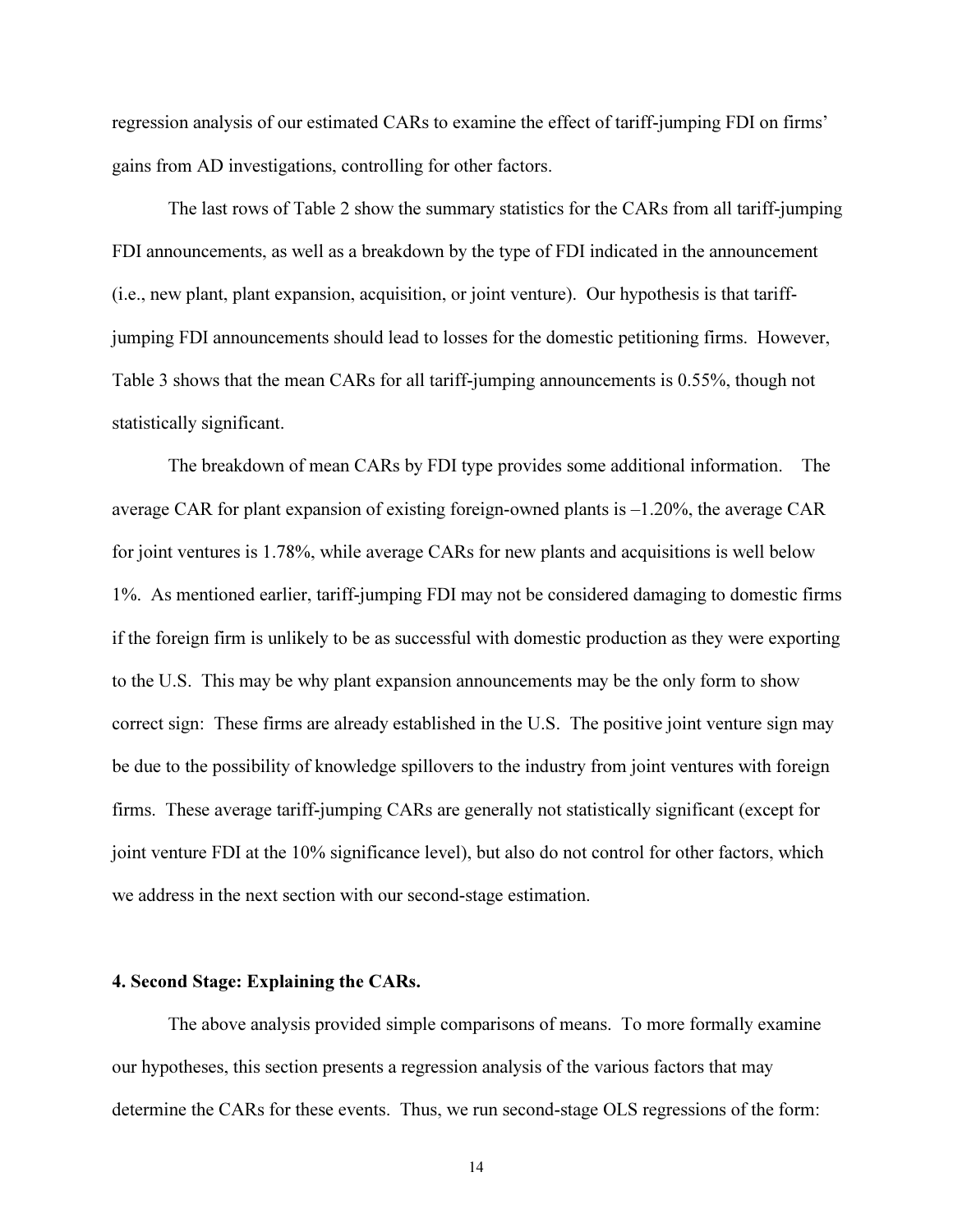regression analysis of our estimated CARs to examine the effect of tariff-jumping FDI on firms' gains from AD investigations, controlling for other factors.

The last rows of Table 2 show the summary statistics for the CARs from all tariff-jumping FDI announcements, as well as a breakdown by the type of FDI indicated in the announcement (i.e., new plant, plant expansion, acquisition, or joint venture). Our hypothesis is that tariff-jumping FDI announcements should lead to losses for the domestic petitioning firms. However, Table 3 shows that the mean CARs for all tariff-jumping announcements is 0.55%, though not statistically significant.

The breakdown of mean CARs by FDI type provides some additional information. The average CAR for plant expansion of existing foreign-owned plants is –1.20%, the average CAR for joint ventures is 1.78%, while average CARs for new plants and acquisitions is well below 1%. As mentioned earlier, tariff-jumping FDI may not be considered damaging to domestic firms if the foreign firm is unlikely to be as successful with domestic production as they were exporting to the U.S. This may be why plant expansion announcements may be the only form to show correct sign: These firms are already established in the U.S. The positive joint venture sign may be due to the possibility of knowledge spillovers to the industry from joint ventures with foreign firms. These average tariff-jumping CARs are generally not statistically significant (except for joint venture FDI at the 10% significance level), but also do not control for other factors, which we address in the next section with our second-stage estimation.

## 4. Second Stage: Explaining the CARs.

The above analysis provided simple comparisons of means. To more formally examine our hypotheses, this section presents a regression analysis of the various factors that may determine the CARs for these events. Thus, we run second-stage OLS regressions of the form: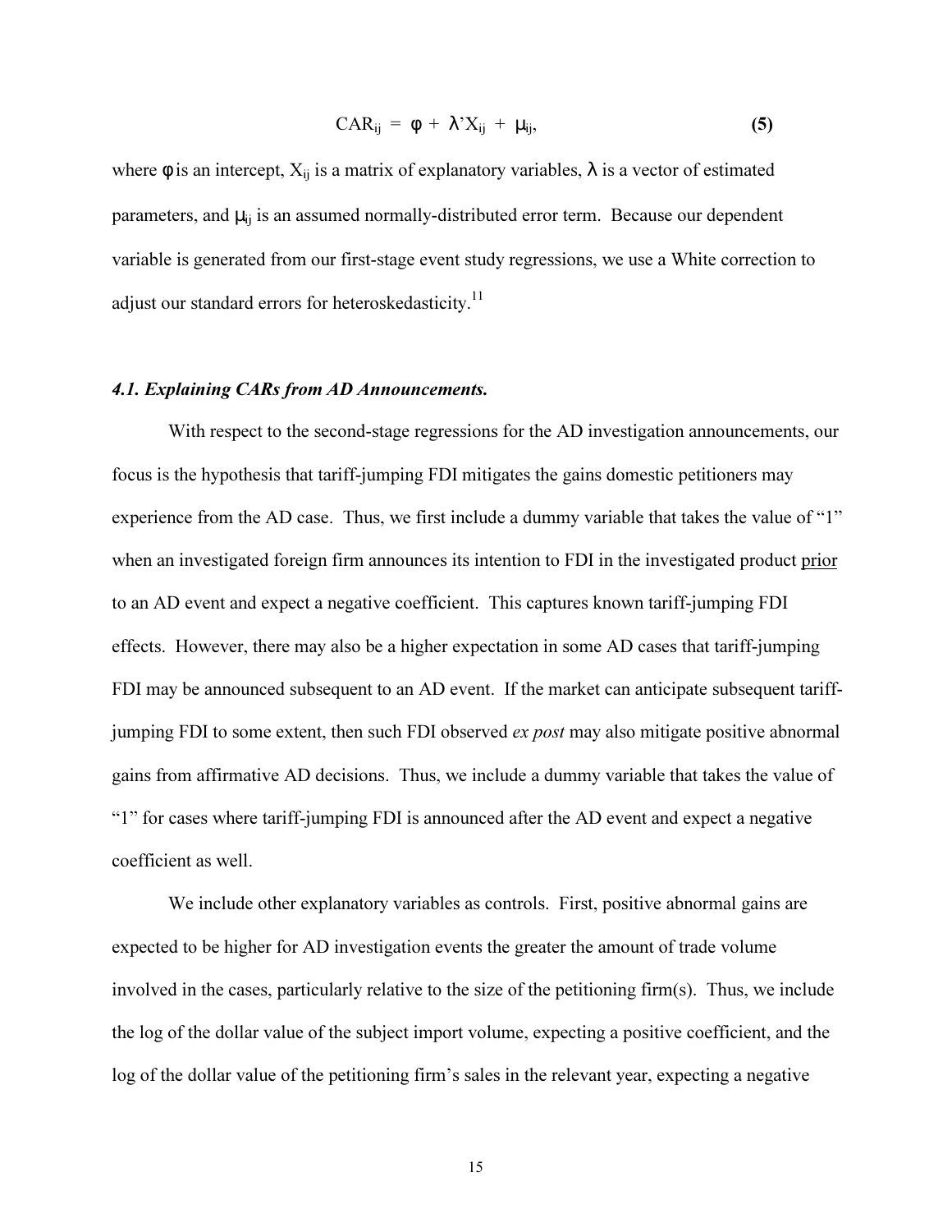$$\text{CAR}_{ij} = \varphi + \lambda' X_{ij} + \mu_{ij}, \tag{5}$$

where $\varphi$ is an intercept, $X_{ij}$ is a matrix of explanatory variables, $\lambda$ is a vector of estimated parameters, and $\mu_{ij}$ is an assumed normally-distributed error term. Because our dependent variable is generated from our first-stage event study regressions, we use a White correction to adjust our standard errors for heteroskedasticity.[11]

### *4.1. Explaining CARs from AD Announcements.*

With respect to the second-stage regressions for the AD investigation announcements, our focus is the hypothesis that tariff-jumping FDI mitigates the gains domestic petitioners may experience from the AD case. Thus, we first include a dummy variable that takes the value of "1" when an investigated foreign firm announces its intention to FDI in the investigated product <u>prior</u> to an AD event and expect a negative coefficient. This captures known tariff-jumping FDI effects. However, there may also be a higher expectation in some AD cases that tariff-jumping FDI may be announced subsequent to an AD event. If the market can anticipate subsequent tariff-jumping FDI to some extent, then such FDI observed *ex post* may also mitigate positive abnormal gains from affirmative AD decisions. Thus, we include a dummy variable that takes the value of "1" for cases where tariff-jumping FDI is announced after the AD event and expect a negative coefficient as well.

We include other explanatory variables as controls. First, positive abnormal gains are expected to be higher for AD investigation events the greater the amount of trade volume involved in the cases, particularly relative to the size of the petitioning firm(s). Thus, we include the log of the dollar value of the subject import volume, expecting a positive coefficient, and the log of the dollar value of the petitioning firm's sales in the relevant year, expecting a negative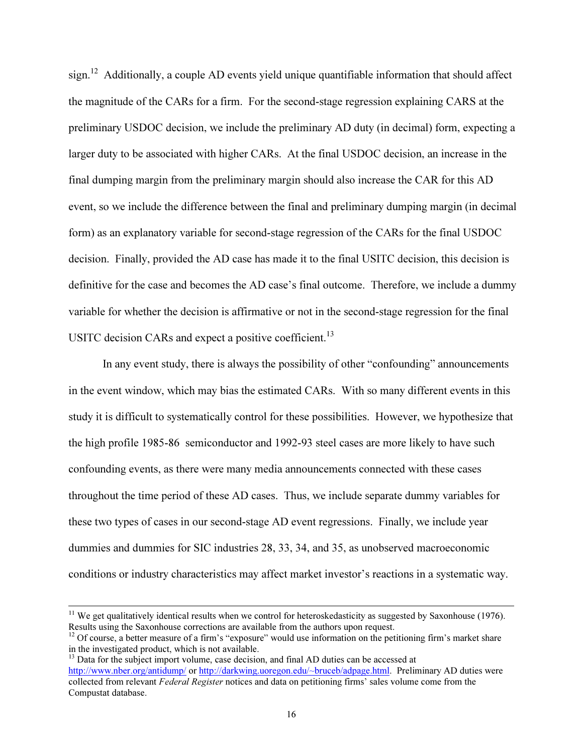sign.[12] Additionally, a couple AD events yield unique quantifiable information that should affect the magnitude of the CARs for a firm. For the second-stage regression explaining CARS at the preliminary USDOC decision, we include the preliminary AD duty (in decimal) form, expecting a larger duty to be associated with higher CARs. At the final USDOC decision, an increase in the final dumping margin from the preliminary margin should also increase the CAR for this AD event, so we include the difference between the final and preliminary dumping margin (in decimal form) as an explanatory variable for second-stage regression of the CARs for the final USDOC decision. Finally, provided the AD case has made it to the final USITC decision, this decision is definitive for the case and becomes the AD case's final outcome. Therefore, we include a dummy variable for whether the decision is affirmative or not in the second-stage regression for the final USITC decision CARs and expect a positive coefficient.[13]

In any event study, there is always the possibility of other "confounding" announcements in the event window, which may bias the estimated CARs. With so many different events in this study it is difficult to systematically control for these possibilities. However, we hypothesize that the high profile 1985-86 semiconductor and 1992-93 steel cases are more likely to have such confounding events, as there were many media announcements connected with these cases throughout the time period of these AD cases. Thus, we include separate dummy variables for these two types of cases in our second-stage AD event regressions. Finally, we include year dummies and dummies for SIC industries 28, 33, 34, and 35, as unobserved macroeconomic conditions or industry characteristics may affect market investor's reactions in a systematic way.

---

[11] We get qualitatively identical results when we control for heteroskedasticity as suggested by Saxonhouse (1976). Results using the Saxonhouse corrections are available from the authors upon request.

[12] Of course, a better measure of a firm's "exposure" would use information on the petitioning firm's market share in the investigated product, which is not available.

[13] Data for the subject import volume, case decision, and final AD duties can be accessed at http://www.nber.org/antidump/ or http://darkwing.uoregon.edu/~bruceb/adpage.html. Preliminary AD duties were collected from relevant *Federal Register* notices and data on petitioning firms' sales volume come from the Compustat database.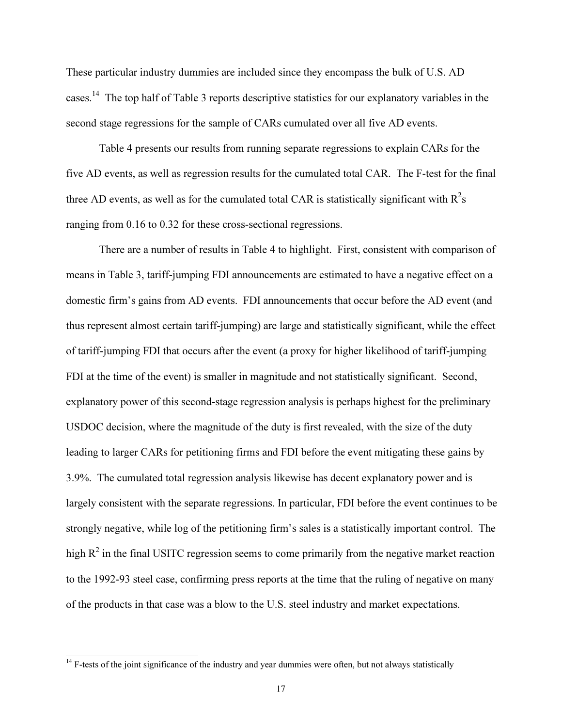These particular industry dummies are included since they encompass the bulk of U.S. AD cases.[14] The top half of Table 3 reports descriptive statistics for our explanatory variables in the second stage regressions for the sample of CARs cumulated over all five AD events.

Table 4 presents our results from running separate regressions to explain CARs for the five AD events, as well as regression results for the cumulated total CAR. The F-test for the final three AD events, as well as for the cumulated total CAR is statistically significant with $R^2$s ranging from 0.16 to 0.32 for these cross-sectional regressions.

There are a number of results in Table 4 to highlight. First, consistent with comparison of means in Table 3, tariff-jumping FDI announcements are estimated to have a negative effect on a domestic firm's gains from AD events. FDI announcements that occur before the AD event (and thus represent almost certain tariff-jumping) are large and statistically significant, while the effect of tariff-jumping FDI that occurs after the event (a proxy for higher likelihood of tariff-jumping FDI at the time of the event) is smaller in magnitude and not statistically significant. Second, explanatory power of this second-stage regression analysis is perhaps highest for the preliminary USDOC decision, where the magnitude of the duty is first revealed, with the size of the duty leading to larger CARs for petitioning firms and FDI before the event mitigating these gains by 3.9%. The cumulated total regression analysis likewise has decent explanatory power and is largely consistent with the separate regressions. In particular, FDI before the event continues to be strongly negative, while log of the petitioning firm's sales is a statistically important control. The high $R^2$ in the final USITC regression seems to come primarily from the negative market reaction to the 1992-93 steel case, confirming press reports at the time that the ruling of negative on many of the products in that case was a blow to the U.S. steel industry and market expectations.

[14] F-tests of the joint significance of the industry and year dummies were often, but not always statistically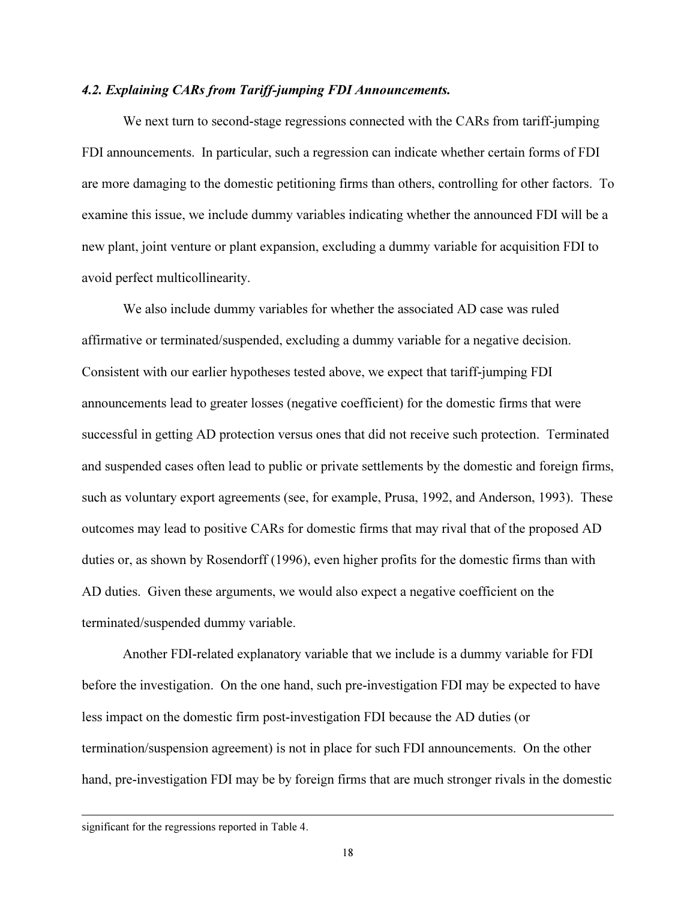### *4.2. Explaining CARs from Tariff-jumping FDI Announcements.*

We next turn to second-stage regressions connected with the CARs from tariff-jumping FDI announcements. In particular, such a regression can indicate whether certain forms of FDI are more damaging to the domestic petitioning firms than others, controlling for other factors. To examine this issue, we include dummy variables indicating whether the announced FDI will be a new plant, joint venture or plant expansion, excluding a dummy variable for acquisition FDI to avoid perfect multicollinearity.

We also include dummy variables for whether the associated AD case was ruled affirmative or terminated/suspended, excluding a dummy variable for a negative decision. Consistent with our earlier hypotheses tested above, we expect that tariff-jumping FDI announcements lead to greater losses (negative coefficient) for the domestic firms that were successful in getting AD protection versus ones that did not receive such protection. Terminated and suspended cases often lead to public or private settlements by the domestic and foreign firms, such as voluntary export agreements (see, for example, Prusa, 1992, and Anderson, 1993). These outcomes may lead to positive CARs for domestic firms that may rival that of the proposed AD duties or, as shown by Rosendorff (1996), even higher profits for the domestic firms than with AD duties. Given these arguments, we would also expect a negative coefficient on the terminated/suspended dummy variable.

Another FDI-related explanatory variable that we include is a dummy variable for FDI before the investigation. On the one hand, such pre-investigation FDI may be expected to have less impact on the domestic firm post-investigation FDI because the AD duties (or termination/suspension agreement) is not in place for such FDI announcements. On the other hand, pre-investigation FDI may be by foreign firms that are much stronger rivals in the domestic

---

significant for the regressions reported in Table 4.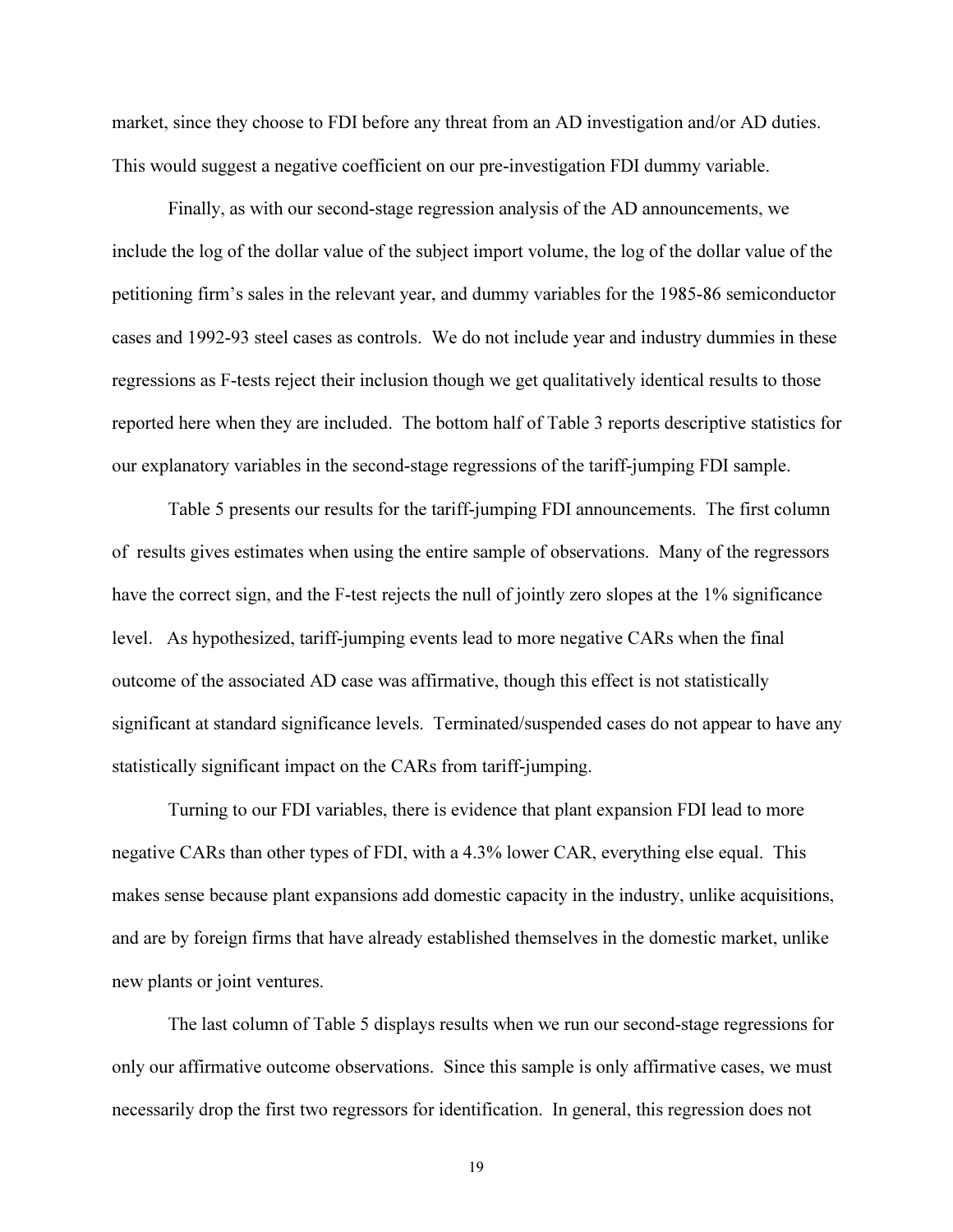market, since they choose to FDI before any threat from an AD investigation and/or AD duties. This would suggest a negative coefficient on our pre-investigation FDI dummy variable.

Finally, as with our second-stage regression analysis of the AD announcements, we include the log of the dollar value of the subject import volume, the log of the dollar value of the petitioning firm's sales in the relevant year, and dummy variables for the 1985-86 semiconductor cases and 1992-93 steel cases as controls. We do not include year and industry dummies in these regressions as F-tests reject their inclusion though we get qualitatively identical results to those reported here when they are included. The bottom half of Table 3 reports descriptive statistics for our explanatory variables in the second-stage regressions of the tariff-jumping FDI sample.

Table 5 presents our results for the tariff-jumping FDI announcements. The first column of results gives estimates when using the entire sample of observations. Many of the regressors have the correct sign, and the F-test rejects the null of jointly zero slopes at the 1% significance level. As hypothesized, tariff-jumping events lead to more negative CARs when the final outcome of the associated AD case was affirmative, though this effect is not statistically significant at standard significance levels. Terminated/suspended cases do not appear to have any statistically significant impact on the CARs from tariff-jumping.

Turning to our FDI variables, there is evidence that plant expansion FDI lead to more negative CARs than other types of FDI, with a 4.3% lower CAR, everything else equal. This makes sense because plant expansions add domestic capacity in the industry, unlike acquisitions, and are by foreign firms that have already established themselves in the domestic market, unlike new plants or joint ventures.

The last column of Table 5 displays results when we run our second-stage regressions for only our affirmative outcome observations. Since this sample is only affirmative cases, we must necessarily drop the first two regressors for identification. In general, this regression does not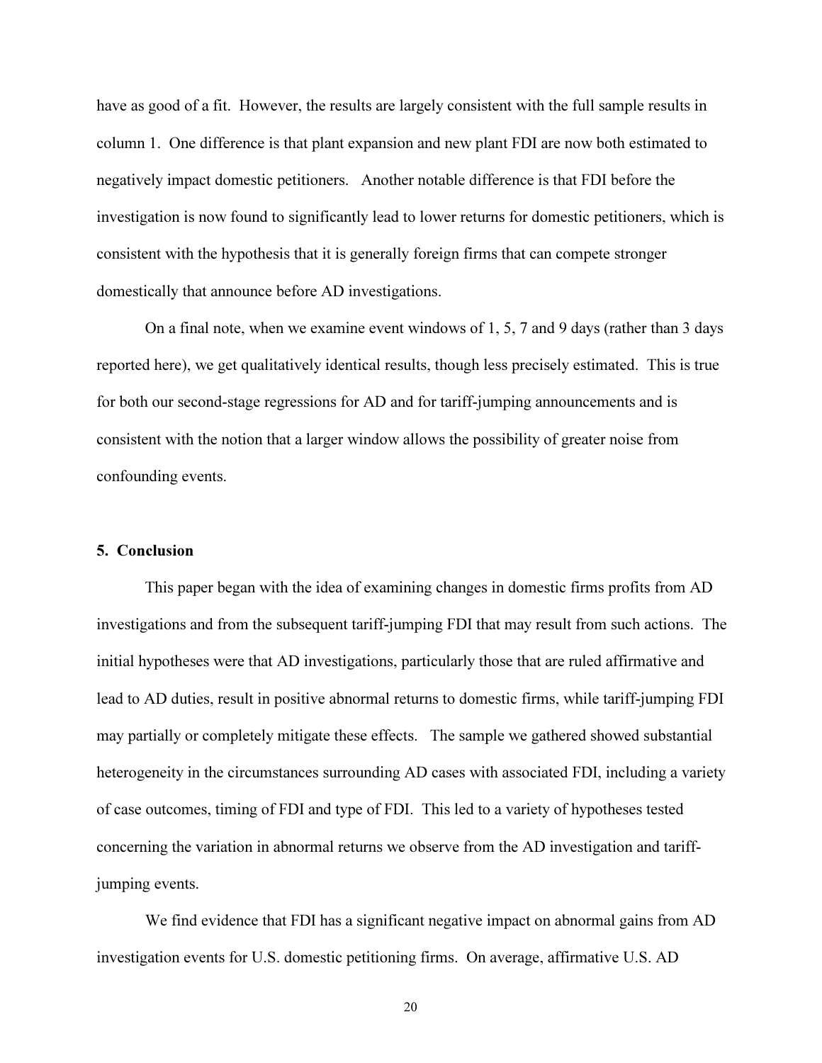have as good of a fit. However, the results are largely consistent with the full sample results in column 1. One difference is that plant expansion and new plant FDI are now both estimated to negatively impact domestic petitioners. Another notable difference is that FDI before the investigation is now found to significantly lead to lower returns for domestic petitioners, which is consistent with the hypothesis that it is generally foreign firms that can compete stronger domestically that announce before AD investigations.

On a final note, when we examine event windows of 1, 5, 7 and 9 days (rather than 3 days reported here), we get qualitatively identical results, though less precisely estimated. This is true for both our second-stage regressions for AD and for tariff-jumping announcements and is consistent with the notion that a larger window allows the possibility of greater noise from confounding events.

## 5. Conclusion

This paper began with the idea of examining changes in domestic firms profits from AD investigations and from the subsequent tariff-jumping FDI that may result from such actions. The initial hypotheses were that AD investigations, particularly those that are ruled affirmative and lead to AD duties, result in positive abnormal returns to domestic firms, while tariff-jumping FDI may partially or completely mitigate these effects. The sample we gathered showed substantial heterogeneity in the circumstances surrounding AD cases with associated FDI, including a variety of case outcomes, timing of FDI and type of FDI. This led to a variety of hypotheses tested concerning the variation in abnormal returns we observe from the AD investigation and tariff-jumping events.

We find evidence that FDI has a significant negative impact on abnormal gains from AD investigation events for U.S. domestic petitioning firms. On average, affirmative U.S. AD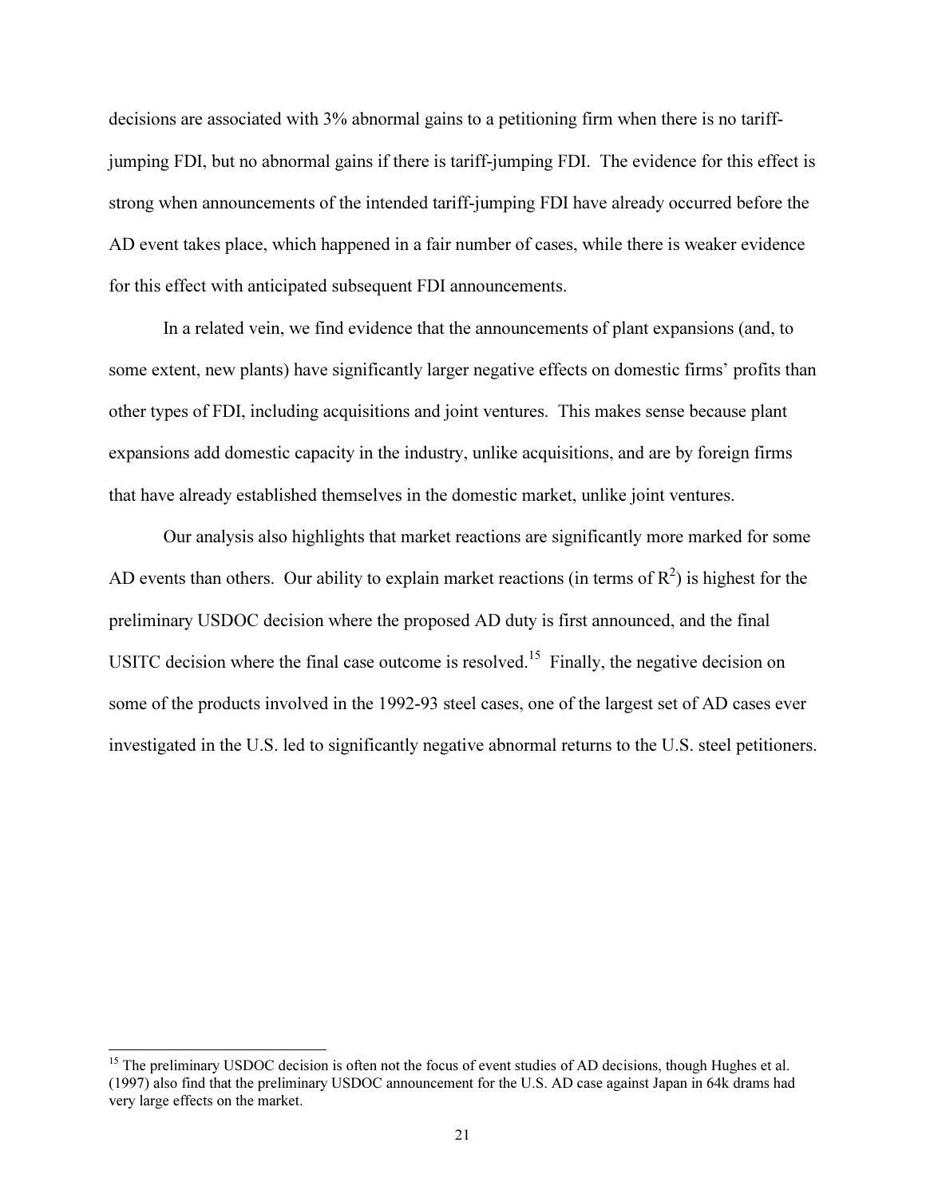decisions are associated with 3% abnormal gains to a petitioning firm when there is no tariff-jumping FDI, but no abnormal gains if there is tariff-jumping FDI. The evidence for this effect is strong when announcements of the intended tariff-jumping FDI have already occurred before the AD event takes place, which happened in a fair number of cases, while there is weaker evidence for this effect with anticipated subsequent FDI announcements.

In a related vein, we find evidence that the announcements of plant expansions (and, to some extent, new plants) have significantly larger negative effects on domestic firms' profits than other types of FDI, including acquisitions and joint ventures. This makes sense because plant expansions add domestic capacity in the industry, unlike acquisitions, and are by foreign firms that have already established themselves in the domestic market, unlike joint ventures.

Our analysis also highlights that market reactions are significantly more marked for some AD events than others. Our ability to explain market reactions (in terms of $R^2$) is highest for the preliminary USDOC decision where the proposed AD duty is first announced, and the final USITC decision where the final case outcome is resolved.[15] Finally, the negative decision on some of the products involved in the 1992-93 steel cases, one of the largest set of AD cases ever investigated in the U.S. led to significantly negative abnormal returns to the U.S. steel petitioners.

---

[15] The preliminary USDOC decision is often not the focus of event studies of AD decisions, though Hughes et al. (1997) also find that the preliminary USDOC announcement for the U.S. AD case against Japan in 64k drams had very large effects on the market.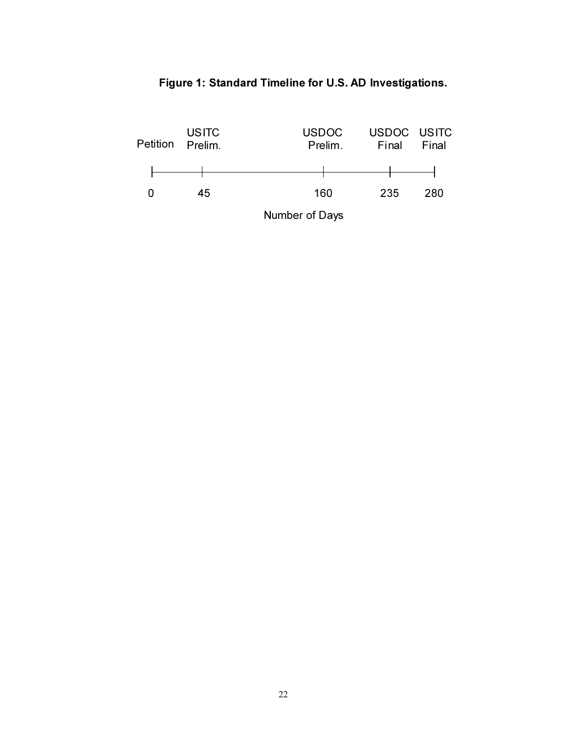**Figure 1: Standard Timeline for U.S. AD Investigations.**

| Petition | USITC Prelim. | USDOC Prelim. | USDOC Final | USITC Final |
|---|---|---|---|---|
| 0 | 45 | 160 | 235 | 280 |

Number of Days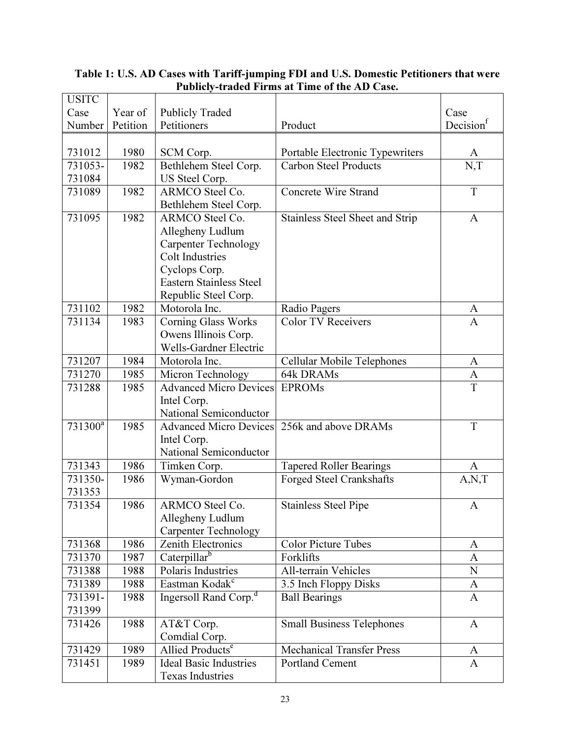**Table 1: U.S. AD Cases with Tariff-jumping FDI and U.S. Domestic Petitioners that were Publicly-traded Firms at Time of the AD Case.**

| USITC Case Number | Year of Petition | Publicly Traded Petitioners | Product | Case Decision[f] |
|---|---|---|---|---|
| 731012 | 1980 | SCM Corp. | Portable Electronic Typewriters | A |
| 731053-731084 | 1982 | Bethlehem Steel Corp.<br>US Steel Corp. | Carbon Steel Products | N,T |
| 731089 | 1982 | ARMCO Steel Co.<br>Bethlehem Steel Corp. | Concrete Wire Strand | T |
| 731095 | 1982 | ARMCO Steel Co.<br>Allegheny Ludlum<br>Carpenter Technology<br>Colt Industries<br>Cyclops Corp.<br>Eastern Stainless Steel<br>Republic Steel Corp. | Stainless Steel Sheet and Strip | A |
| 731102 | 1982 | Motorola Inc. | Radio Pagers | A |
| 731134 | 1983 | Corning Glass Works<br>Owens Illinois Corp.<br>Wells-Gardner Electric | Color TV Receivers | A |
| 731207 | 1984 | Motorola Inc. | Cellular Mobile Telephones | A |
| 731270 | 1985 | Micron Technology | 64k DRAMs | A |
| 731288 | 1985 | Advanced Micro Devices<br>Intel Corp.<br>National Semiconductor | EPROMs | T |
| 731300[a] | 1985 | Advanced Micro Devices<br>Intel Corp.<br>National Semiconductor | 256k and above DRAMs | T |
| 731343 | 1986 | Timken Corp. | Tapered Roller Bearings | A |
| 731350-731353 | 1986 | Wyman-Gordon | Forged Steel Crankshafts | A,N,T |
| 731354 | 1986 | ARMCO Steel Co.<br>Allegheny Ludlum<br>Carpenter Technology | Stainless Steel Pipe | A |
| 731368 | 1986 | Zenith Electronics | Color Picture Tubes | A |
| 731370 | 1987 | Caterpillar[b] | Forklifts | A |
| 731388 | 1988 | Polaris Industries | All-terrain Vehicles | N |
| 731389 | 1988 | Eastman Kodak[c] | 3.5 Inch Floppy Disks | A |
| 731391-731399 | 1988 | Ingersoll Rand Corp.[d] | Ball Bearings | A |
| 731426 | 1988 | AT&T Corp.<br>Comdial Corp. | Small Business Telephones | A |
| 731429 | 1989 | Allied Products[e] | Mechanical Transfer Press | A |
| 731451 | 1989 | Ideal Basic Industries<br>Texas Industries | Portland Cement | A |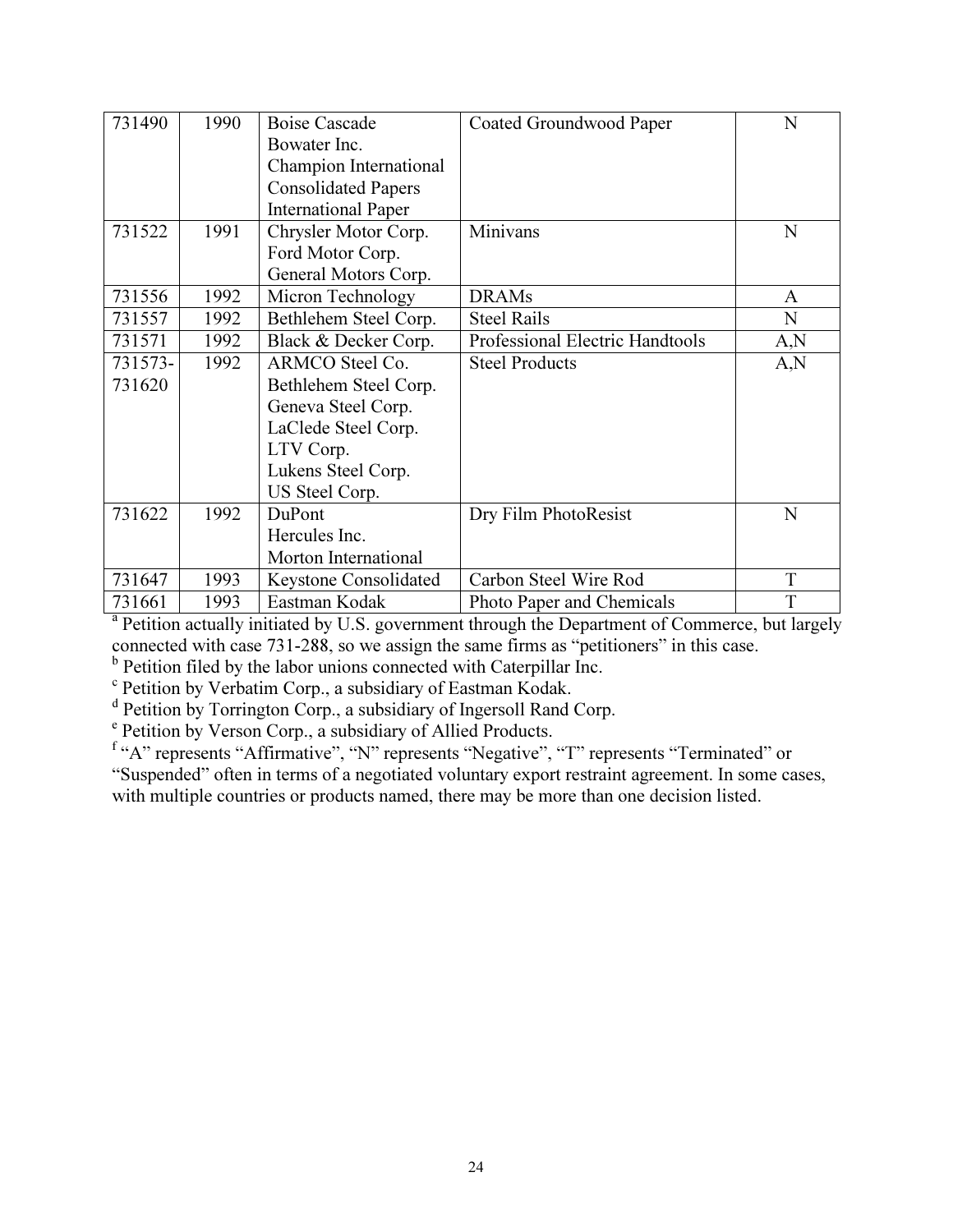| | | | | |
|---|---|---|---|---|
| 731490 | 1990 | Boise Cascade<br>Bowater Inc.<br>Champion International<br>Consolidated Papers<br>International Paper | Coated Groundwood Paper | N |
| 731522 | 1991 | Chrysler Motor Corp.<br>Ford Motor Corp.<br>General Motors Corp. | Minivans | N |
| 731556 | 1992 | Micron Technology | DRAMs | A |
| 731557 | 1992 | Bethlehem Steel Corp. | Steel Rails | N |
| 731571 | 1992 | Black & Decker Corp. | Professional Electric Handtools | A,N |
| 731573-731620 | 1992 | ARMCO Steel Co.<br>Bethlehem Steel Corp.<br>Geneva Steel Corp.<br>LaClede Steel Corp.<br>LTV Corp.<br>Lukens Steel Corp.<br>US Steel Corp. | Steel Products | A,N |
| 731622 | 1992 | DuPont<br>Hercules Inc.<br>Morton International | Dry Film PhotoResist | N |
| 731647 | 1993 | Keystone Consolidated | Carbon Steel Wire Rod | T |
| 731661 | 1993 | Eastman Kodak | Photo Paper and Chemicals | T |

[a] Petition actually initiated by U.S. government through the Department of Commerce, but largely connected with case 731-288, so we assign the same firms as "petitioners" in this case.
[b] Petition filed by the labor unions connected with Caterpillar Inc.
[c] Petition by Verbatim Corp., a subsidiary of Eastman Kodak.
[d] Petition by Torrington Corp., a subsidiary of Ingersoll Rand Corp.
[e] Petition by Verson Corp., a subsidiary of Allied Products.
[f] "A" represents "Affirmative", "N" represents "Negative", "T" represents "Terminated" or "Suspended" often in terms of a negotiated voluntary export restraint agreement. In some cases, with multiple countries or products named, there may be more than one decision listed.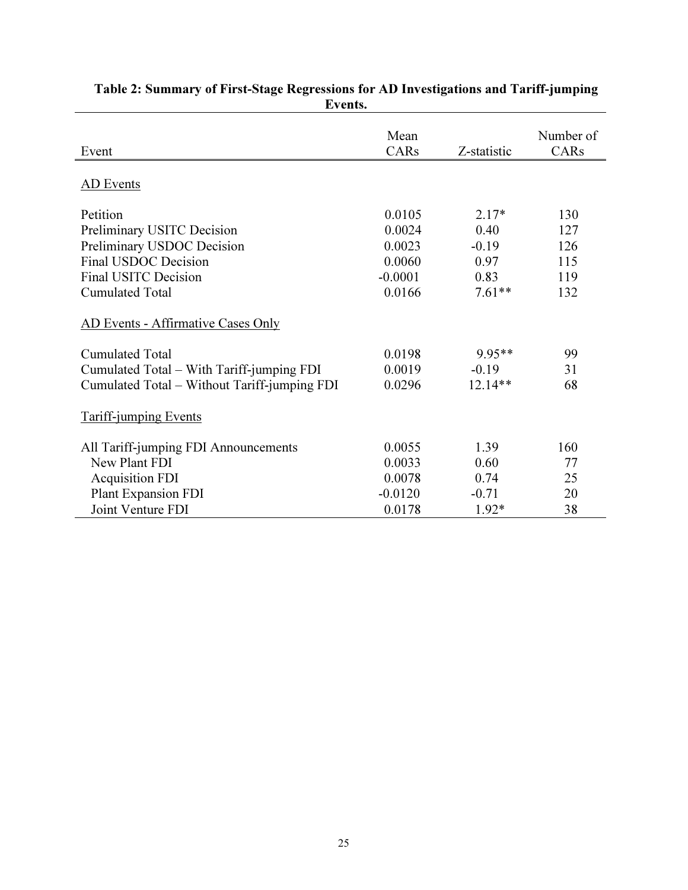**Table 2: Summary of First-Stage Regressions for AD Investigations and Tariff-jumping Events.**

| Event | Mean CARs | Z-statistic | Number of CARs |
|---|---|---|---|
| AD Events | | | |
| Petition | 0.0105 | 2.17* | 130 |
| Preliminary USITC Decision | 0.0024 | 0.40 | 127 |
| Preliminary USDOC Decision | 0.0023 | -0.19 | 126 |
| Final USDOC Decision | 0.0060 | 0.97 | 115 |
| Final USITC Decision | -0.0001 | 0.83 | 119 |
| Cumulated Total | 0.0166 | 7.61** | 132 |
| AD Events - Affirmative Cases Only | | | |
| Cumulated Total | 0.0198 | 9.95** | 99 |
| Cumulated Total – With Tariff-jumping FDI | 0.0019 | -0.19 | 31 |
| Cumulated Total – Without Tariff-jumping FDI | 0.0296 | 12.14** | 68 |
| Tariff-jumping Events | | | |
| All Tariff-jumping FDI Announcements | 0.0055 | 1.39 | 160 |
| New Plant FDI | 0.0033 | 0.60 | 77 |
| Acquisition FDI | 0.0078 | 0.74 | 25 |
| Plant Expansion FDI | -0.0120 | -0.71 | 20 |
| Joint Venture FDI | 0.0178 | 1.92* | 38 |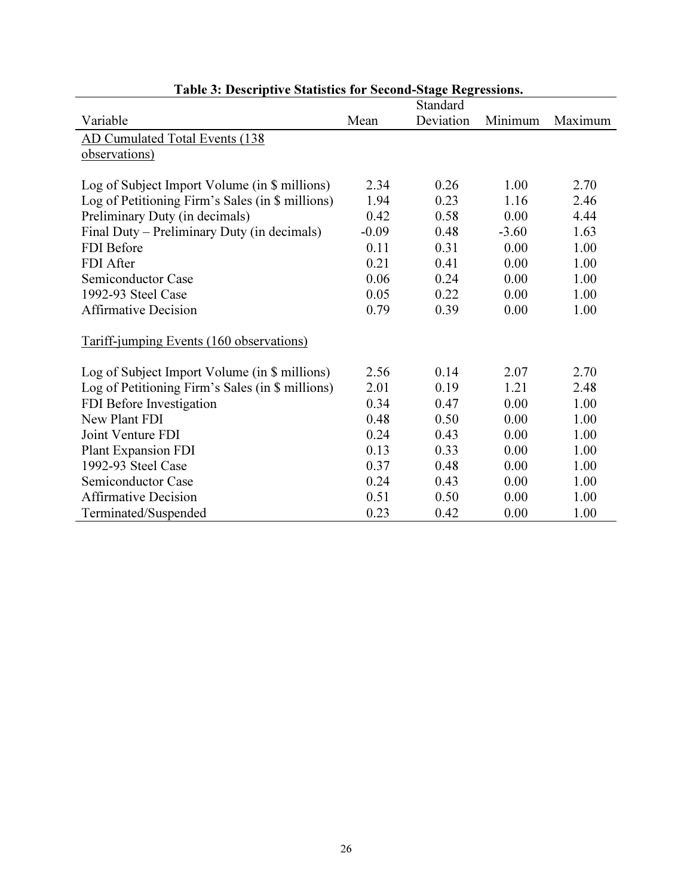**Table 3: Descriptive Statistics for Second-Stage Regressions.**

| Variable | Mean | Standard Deviation | Minimum | Maximum |
|---|---|---|---|---|
| AD Cumulated Total Events (138 observations) | | | | |
| Log of Subject Import Volume (in $ millions) | 2.34 | 0.26 | 1.00 | 2.70 |
| Log of Petitioning Firm's Sales (in $ millions) | 1.94 | 0.23 | 1.16 | 2.46 |
| Preliminary Duty (in decimals) | 0.42 | 0.58 | 0.00 | 4.44 |
| Final Duty – Preliminary Duty (in decimals) | -0.09 | 0.48 | -3.60 | 1.63 |
| FDI Before | 0.11 | 0.31 | 0.00 | 1.00 |
| FDI After | 0.21 | 0.41 | 0.00 | 1.00 |
| Semiconductor Case | 0.06 | 0.24 | 0.00 | 1.00 |
| 1992-93 Steel Case | 0.05 | 0.22 | 0.00 | 1.00 |
| Affirmative Decision | 0.79 | 0.39 | 0.00 | 1.00 |
| Tariff-jumping Events (160 observations) | | | | |
| Log of Subject Import Volume (in $ millions) | 2.56 | 0.14 | 2.07 | 2.70 |
| Log of Petitioning Firm's Sales (in $ millions) | 2.01 | 0.19 | 1.21 | 2.48 |
| FDI Before Investigation | 0.34 | 0.47 | 0.00 | 1.00 |
| New Plant FDI | 0.48 | 0.50 | 0.00 | 1.00 |
| Joint Venture FDI | 0.24 | 0.43 | 0.00 | 1.00 |
| Plant Expansion FDI | 0.13 | 0.33 | 0.00 | 1.00 |
| 1992-93 Steel Case | 0.37 | 0.48 | 0.00 | 1.00 |
| Semiconductor Case | 0.24 | 0.43 | 0.00 | 1.00 |
| Affirmative Decision | 0.51 | 0.50 | 0.00 | 1.00 |
| Terminated/Suspended | 0.23 | 0.42 | 0.00 | 1.00 |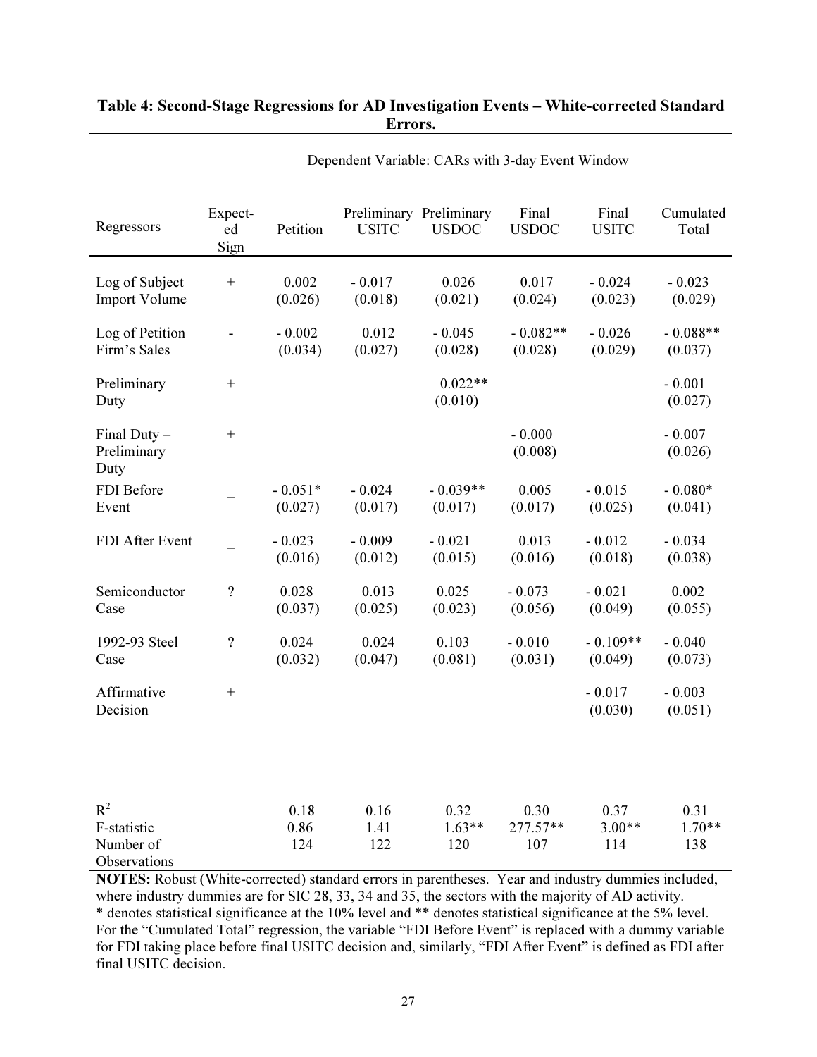**Table 4: Second-Stage Regressions for AD Investigation Events – White-corrected Standard Errors.**

| | | Dependent Variable: CARs with 3-day Event Window | | | | | |
|---|---|---|---|---|---|---|---|
| Regressors | Expect-ed Sign | Petition | Preliminary USITC | Preliminary USDOC | Final USDOC | Final USITC | Cumulated Total |
| Log of Subject Import Volume | + | 0.002 (0.026) | - 0.017 (0.018) | 0.026 (0.021) | 0.017 (0.024) | - 0.024 (0.023) | - 0.023 (0.029) |
| Log of Petition Firm's Sales | - | - 0.002 (0.034) | 0.012 (0.027) | - 0.045 (0.028) | - 0.082** (0.028) | - 0.026 (0.029) | - 0.088** (0.037) |
| Preliminary Duty | + | | | 0.022** (0.010) | | | - 0.001 (0.027) |
| Final Duty – Preliminary Duty | + | | | | - 0.000 (0.008) | | - 0.007 (0.026) |
| FDI Before Event | _ | - 0.051* (0.027) | - 0.024 (0.017) | - 0.039** (0.017) | 0.005 (0.017) | - 0.015 (0.025) | - 0.080* (0.041) |
| FDI After Event | _ | - 0.023 (0.016) | - 0.009 (0.012) | - 0.021 (0.015) | 0.013 (0.016) | - 0.012 (0.018) | - 0.034 (0.038) |
| Semiconductor Case | ? | 0.028 (0.037) | 0.013 (0.025) | 0.025 (0.023) | - 0.073 (0.056) | - 0.021 (0.049) | 0.002 (0.055) |
| 1992-93 Steel Case | ? | 0.024 (0.032) | 0.024 (0.047) | 0.103 (0.081) | - 0.010 (0.031) | - 0.109** (0.049) | - 0.040 (0.073) |
| Affirmative Decision | + | | | | | - 0.017 (0.030) | - 0.003 (0.051) |
| $R^2$ | | 0.18 | 0.16 | 0.32 | 0.30 | 0.37 | 0.31 |
| F-statistic | | 0.86 | 1.41 | 1.63** | 277.57** | 3.00** | 1.70** |
| Number of Observations | | 124 | 122 | 120 | 107 | 114 | 138 |

**NOTES:** Robust (White-corrected) standard errors in parentheses. Year and industry dummies included, where industry dummies are for SIC 28, 33, 34 and 35, the sectors with the majority of AD activity. * denotes statistical significance at the 10% level and ** denotes statistical significance at the 5% level. For the "Cumulated Total" regression, the variable "FDI Before Event" is replaced with a dummy variable for FDI taking place before final USITC decision and, similarly, "FDI After Event" is defined as FDI after final USITC decision.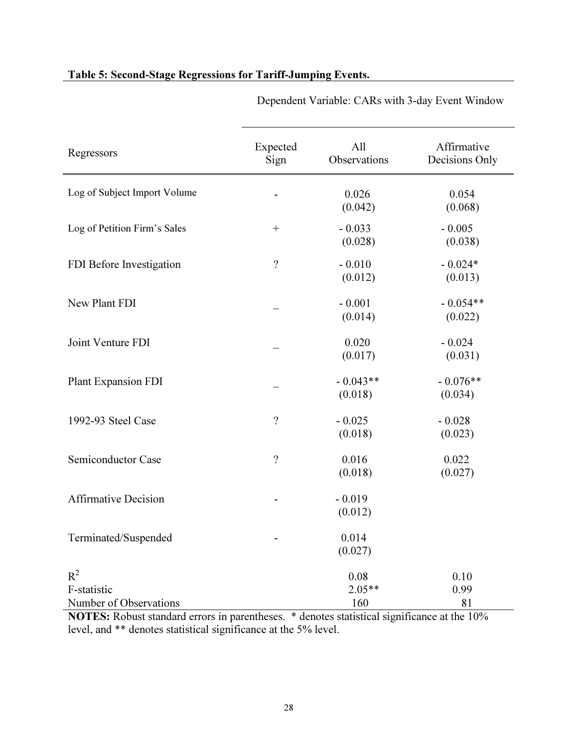**Table 5: Second-Stage Regressions for Tariff-Jumping Events.**

| Regressors | Expected Sign | All Observations | Affirmative Decisions Only |
|---|---|---|---|
| | | Dependent Variable: CARs with 3-day Event Window | |
| Log of Subject Import Volume | - | 0.026 (0.042) | 0.054 (0.068) |
| Log of Petition Firm's Sales | + | - 0.033 (0.028) | - 0.005 (0.038) |
| FDI Before Investigation | ? | - 0.010 (0.012) | - 0.024* (0.013) |
| New Plant FDI | _ | - 0.001 (0.014) | - 0.054** (0.022) |
| Joint Venture FDI | _ | 0.020 (0.017) | - 0.024 (0.031) |
| Plant Expansion FDI | _ | - 0.043** (0.018) | - 0.076** (0.034) |
| 1992-93 Steel Case | ? | - 0.025 (0.018) | - 0.028 (0.023) |
| Semiconductor Case | ? | 0.016 (0.018) | 0.022 (0.027) |
| Affirmative Decision | - | - 0.019 (0.012) | |
| Terminated/Suspended | - | 0.014 (0.027) | |
| $R^2$ | | 0.08 | 0.10 |
| F-statistic | | 2.05** | 0.99 |
| Number of Observations | | 160 | 81 |

**NOTES:** Robust standard errors in parentheses. * denotes statistical significance at the 10% level, and ** denotes statistical significance at the 5% level.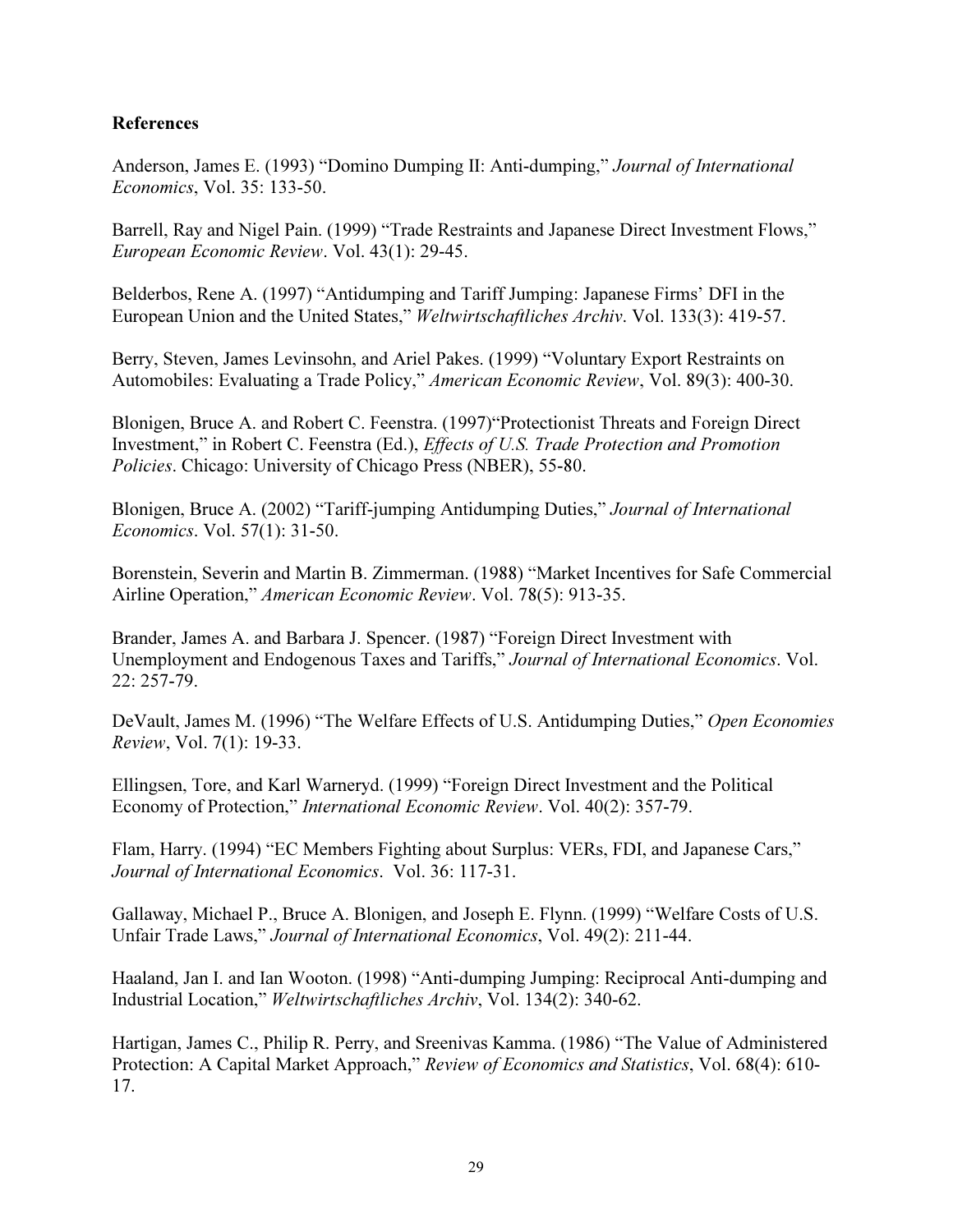**References**

Anderson, James E. (1993) "Domino Dumping II: Anti-dumping," *Journal of International Economics*, Vol. 35: 133-50.

Barrell, Ray and Nigel Pain. (1999) "Trade Restraints and Japanese Direct Investment Flows," *European Economic Review*. Vol. 43(1): 29-45.

Belderbos, Rene A. (1997) "Antidumping and Tariff Jumping: Japanese Firms' DFI in the European Union and the United States," *Weltwirtschaftliches Archiv*. Vol. 133(3): 419-57.

Berry, Steven, James Levinsohn, and Ariel Pakes. (1999) "Voluntary Export Restraints on Automobiles: Evaluating a Trade Policy," *American Economic Review*, Vol. 89(3): 400-30.

Blonigen, Bruce A. and Robert C. Feenstra. (1997)"Protectionist Threats and Foreign Direct Investment," in Robert C. Feenstra (Ed.), *Effects of U.S. Trade Protection and Promotion Policies*. Chicago: University of Chicago Press (NBER), 55-80.

Blonigen, Bruce A. (2002) "Tariff-jumping Antidumping Duties," *Journal of International Economics*. Vol. 57(1): 31-50.

Borenstein, Severin and Martin B. Zimmerman. (1988) "Market Incentives for Safe Commercial Airline Operation," *American Economic Review*. Vol. 78(5): 913-35.

Brander, James A. and Barbara J. Spencer. (1987) "Foreign Direct Investment with Unemployment and Endogenous Taxes and Tariffs," *Journal of International Economics*. Vol. 22: 257-79.

DeVault, James M. (1996) "The Welfare Effects of U.S. Antidumping Duties," *Open Economies Review*, Vol. 7(1): 19-33.

Ellingsen, Tore, and Karl Warneryd. (1999) "Foreign Direct Investment and the Political Economy of Protection," *International Economic Review*. Vol. 40(2): 357-79.

Flam, Harry. (1994) "EC Members Fighting about Surplus: VERs, FDI, and Japanese Cars," *Journal of International Economics*. Vol. 36: 117-31.

Gallaway, Michael P., Bruce A. Blonigen, and Joseph E. Flynn. (1999) "Welfare Costs of U.S. Unfair Trade Laws," *Journal of International Economics*, Vol. 49(2): 211-44.

Haaland, Jan I. and Ian Wooton. (1998) "Anti-dumping Jumping: Reciprocal Anti-dumping and Industrial Location," *Weltwirtschaftliches Archiv*, Vol. 134(2): 340-62.

Hartigan, James C., Philip R. Perry, and Sreenivas Kamma. (1986) "The Value of Administered Protection: A Capital Market Approach," *Review of Economics and Statistics*, Vol. 68(4): 610-17.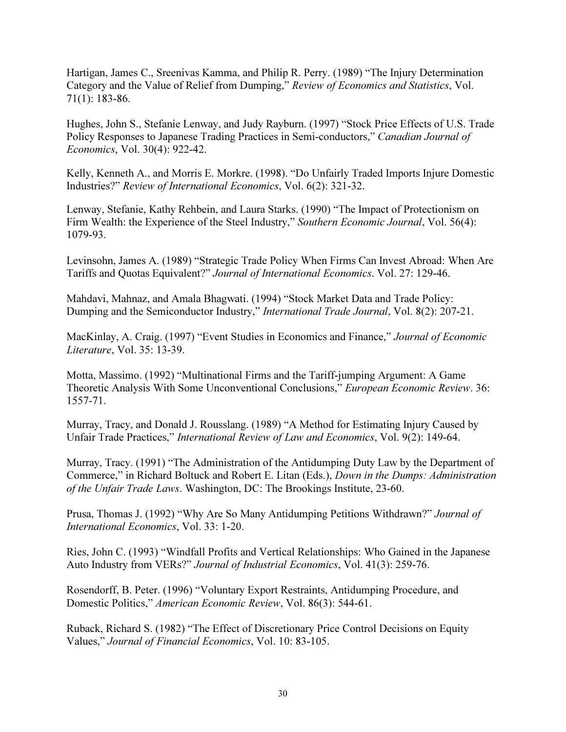Hartigan, James C., Sreenivas Kamma, and Philip R. Perry. (1989) "The Injury Determination Category and the Value of Relief from Dumping," *Review of Economics and Statistics*, Vol. 71(1): 183-86.

Hughes, John S., Stefanie Lenway, and Judy Rayburn. (1997) "Stock Price Effects of U.S. Trade Policy Responses to Japanese Trading Practices in Semi-conductors," *Canadian Journal of Economics*, Vol. 30(4): 922-42.

Kelly, Kenneth A., and Morris E. Morkre. (1998). "Do Unfairly Traded Imports Injure Domestic Industries?" *Review of International Economics*, Vol. 6(2): 321-32.

Lenway, Stefanie, Kathy Rehbein, and Laura Starks. (1990) "The Impact of Protectionism on Firm Wealth: the Experience of the Steel Industry," *Southern Economic Journal*, Vol. 56(4): 1079-93.

Levinsohn, James A. (1989) "Strategic Trade Policy When Firms Can Invest Abroad: When Are Tariffs and Quotas Equivalent?" *Journal of International Economics*. Vol. 27: 129-46.

Mahdavi, Mahnaz, and Amala Bhagwati. (1994) "Stock Market Data and Trade Policy: Dumping and the Semiconductor Industry," *International Trade Journal*, Vol. 8(2): 207-21.

MacKinlay, A. Craig. (1997) "Event Studies in Economics and Finance," *Journal of Economic Literature*, Vol. 35: 13-39.

Motta, Massimo. (1992) "Multinational Firms and the Tariff-jumping Argument: A Game Theoretic Analysis With Some Unconventional Conclusions," *European Economic Review*. 36: 1557-71.

Murray, Tracy, and Donald J. Rousslang. (1989) "A Method for Estimating Injury Caused by Unfair Trade Practices," *International Review of Law and Economics*, Vol. 9(2): 149-64.

Murray, Tracy. (1991) "The Administration of the Antidumping Duty Law by the Department of Commerce," in Richard Boltuck and Robert E. Litan (Eds.), *Down in the Dumps: Administration of the Unfair Trade Laws*. Washington, DC: The Brookings Institute, 23-60.

Prusa, Thomas J. (1992) "Why Are So Many Antidumping Petitions Withdrawn?" *Journal of International Economics*, Vol. 33: 1-20.

Ries, John C. (1993) "Windfall Profits and Vertical Relationships: Who Gained in the Japanese Auto Industry from VERs?" *Journal of Industrial Economics*, Vol. 41(3): 259-76.

Rosendorff, B. Peter. (1996) "Voluntary Export Restraints, Antidumping Procedure, and Domestic Politics," *American Economic Review*, Vol. 86(3): 544-61.

Ruback, Richard S. (1982) "The Effect of Discretionary Price Control Decisions on Equity Values," *Journal of Financial Economics*, Vol. 10: 83-105.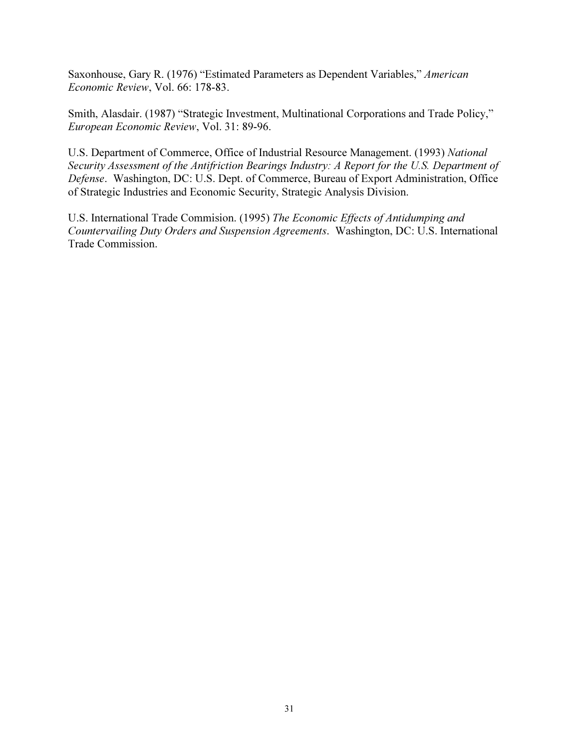Saxonhouse, Gary R. (1976) “Estimated Parameters as Dependent Variables,” *American Economic Review*, Vol. 66: 178-83.

Smith, Alasdair. (1987) “Strategic Investment, Multinational Corporations and Trade Policy,” *European Economic Review*, Vol. 31: 89-96.

U.S. Department of Commerce, Office of Industrial Resource Management. (1993) *National Security Assessment of the Antifriction Bearings Industry: A Report for the U.S. Department of Defense*. Washington, DC: U.S. Dept. of Commerce, Bureau of Export Administration, Office of Strategic Industries and Economic Security, Strategic Analysis Division.

U.S. International Trade Commision. (1995) *The Economic Effects of Antidumping and Countervailing Duty Orders and Suspension Agreements*. Washington, DC: U.S. International Trade Commission.